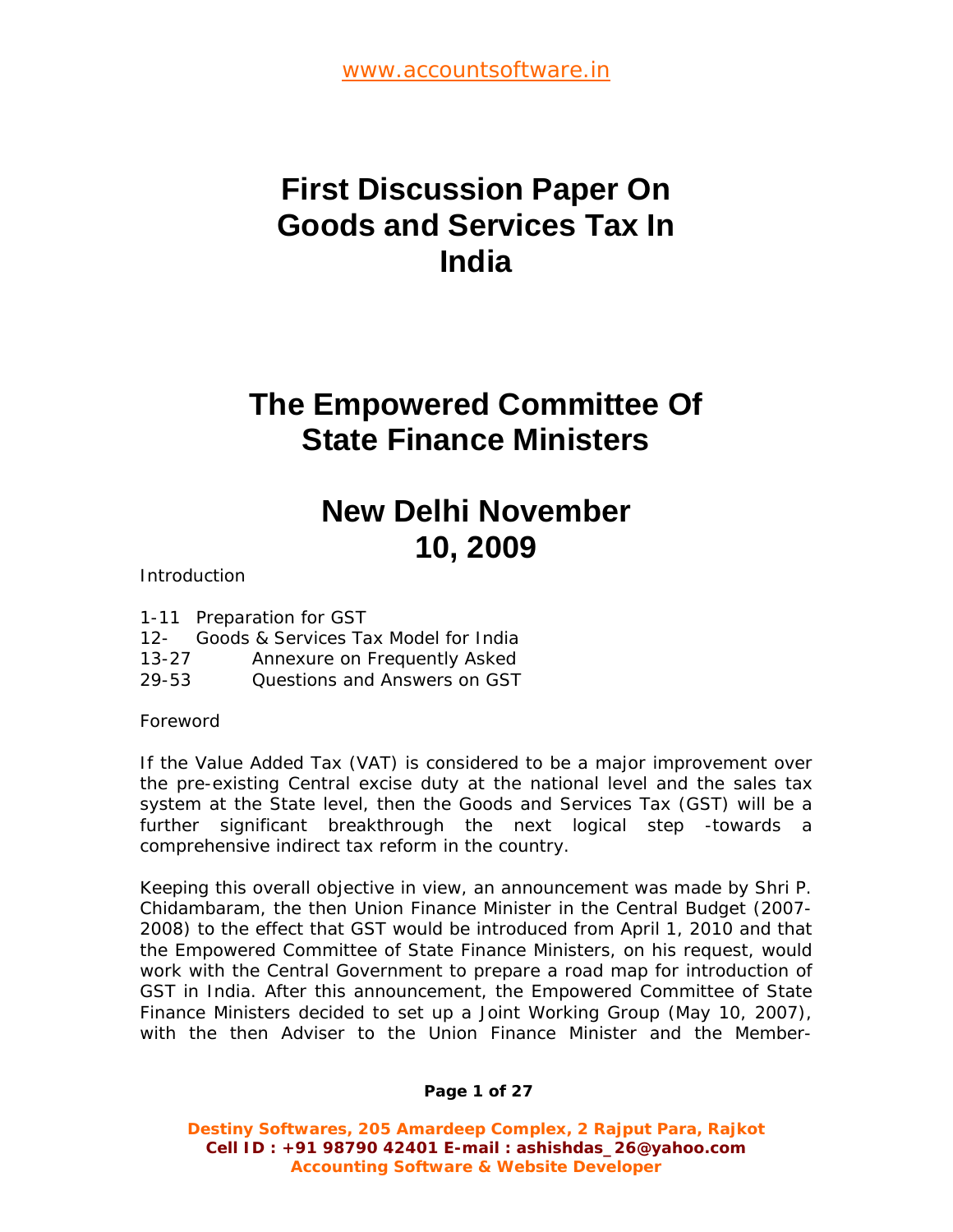# First Discussion Paper On Goods and Services Tax In India

## The Empowered Committee Of State Finance Ministers

## New Delhi November 10, 2009

Introduction

1-11 Preparation for GST
12- Goods & Services Tax Model for India
13-27 Annexure on Frequently Asked
29-53 Questions and Answers on GST

Foreword

If the Value Added Tax (VAT) is considered to be a major improvement over the pre-existing Central excise duty at the national level and the sales tax system at the State level, then the Goods and Services Tax (GST) will be a further significant breakthrough the next logical step -towards a comprehensive indirect tax reform in the country.

Keeping this overall objective in view, an announcement was made by Shri P. Chidambaram, the then Union Finance Minister in the Central Budget (2007-2008) to the effect that GST would be introduced from April 1, 2010 and that the Empowered Committee of State Finance Ministers, on his request, would work with the Central Government to prepare a road map for introduction of GST in India. After this announcement, the Empowered Committee of State Finance Ministers decided to set up a Joint Working Group (May 10, 2007), with the then Adviser to the Union Finance Minister and the Member-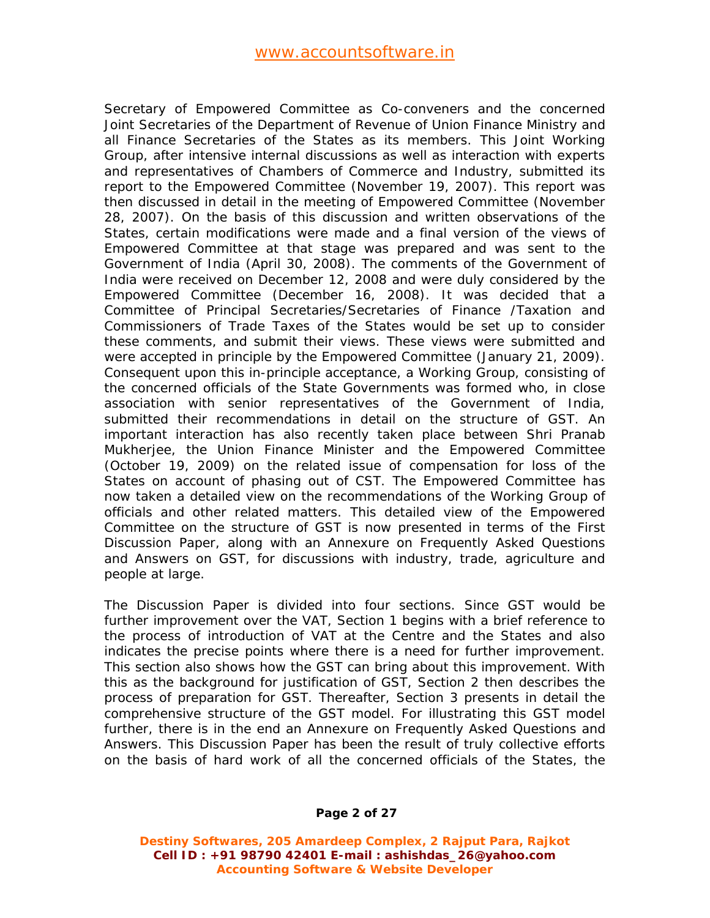Secretary of Empowered Committee as Co-conveners and the concerned Joint Secretaries of the Department of Revenue of Union Finance Ministry and all Finance Secretaries of the States as its members. This Joint Working Group, after intensive internal discussions as well as interaction with experts and representatives of Chambers of Commerce and Industry, submitted its report to the Empowered Committee (November 19, 2007). This report was then discussed in detail in the meeting of Empowered Committee (November 28, 2007). On the basis of this discussion and written observations of the States, certain modifications were made and a final version of the views of Empowered Committee at that stage was prepared and was sent to the Government of India (April 30, 2008). The comments of the Government of India were received on December 12, 2008 and were duly considered by the Empowered Committee (December 16, 2008). It was decided that a Committee of Principal Secretaries/Secretaries of Finance /Taxation and Commissioners of Trade Taxes of the States would be set up to consider these comments, and submit their views. These views were submitted and were accepted in principle by the Empowered Committee (January 21, 2009). Consequent upon this in-principle acceptance, a Working Group, consisting of the concerned officials of the State Governments was formed who, in close association with senior representatives of the Government of India, submitted their recommendations in detail on the structure of GST. An important interaction has also recently taken place between Shri Pranab Mukherjee, the Union Finance Minister and the Empowered Committee (October 19, 2009) on the related issue of compensation for loss of the States on account of phasing out of CST. The Empowered Committee has now taken a detailed view on the recommendations of the Working Group of officials and other related matters. This detailed view of the Empowered Committee on the structure of GST is now presented in terms of the First Discussion Paper, along with an Annexure on Frequently Asked Questions and Answers on GST, for discussions with industry, trade, agriculture and people at large.

The Discussion Paper is divided into four sections. Since GST would be further improvement over the VAT, Section 1 begins with a brief reference to the process of introduction of VAT at the Centre and the States and also indicates the precise points where there is a need for further improvement. This section also shows how the GST can bring about this improvement. With this as the background for justification of GST, Section 2 then describes the process of preparation for GST. Thereafter, Section 3 presents in detail the comprehensive structure of the GST model. For illustrating this GST model further, there is in the end an Annexure on Frequently Asked Questions and Answers. This Discussion Paper has been the result of truly collective efforts on the basis of hard work of all the concerned officials of the States, the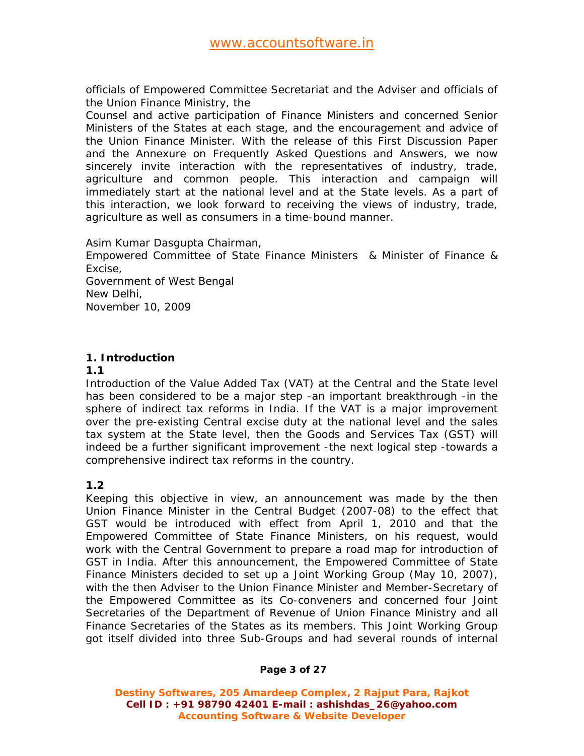officials of Empowered Committee Secretariat and the Adviser and officials of the Union Finance Ministry, the

Counsel and active participation of Finance Ministers and concerned Senior Ministers of the States at each stage, and the encouragement and advice of the Union Finance Minister. With the release of this First Discussion Paper and the Annexure on Frequently Asked Questions and Answers, we now sincerely invite interaction with the representatives of industry, trade, agriculture and common people. This interaction and campaign will immediately start at the national level and at the State levels. As a part of this interaction, we look forward to receiving the views of industry, trade, agriculture as well as consumers in a time-bound manner.

Asim Kumar Dasgupta Chairman,
Empowered Committee of State Finance Ministers & Minister of Finance & Excise,
Government of West Bengal
New Delhi,
November 10, 2009

## 1. Introduction

**1.1**

Introduction of the Value Added Tax (VAT) at the Central and the State level has been considered to be a major step -an important breakthrough -in the sphere of indirect tax reforms in India. If the VAT is a major improvement over the pre-existing Central excise duty at the national level and the sales tax system at the State level, then the Goods and Services Tax (GST) will indeed be a further significant improvement -the next logical step -towards a comprehensive indirect tax reforms in the country.

**1.2**

Keeping this objective in view, an announcement was made by the then Union Finance Minister in the Central Budget (2007-08) to the effect that GST would be introduced with effect from April 1, 2010 and that the Empowered Committee of State Finance Ministers, on his request, would work with the Central Government to prepare a road map for introduction of GST in India. After this announcement, the Empowered Committee of State Finance Ministers decided to set up a Joint Working Group (May 10, 2007), with the then Adviser to the Union Finance Minister and Member-Secretary of the Empowered Committee as its Co-conveners and concerned four Joint Secretaries of the Department of Revenue of Union Finance Ministry and all Finance Secretaries of the States as its members. This Joint Working Group got itself divided into three Sub-Groups and had several rounds of internal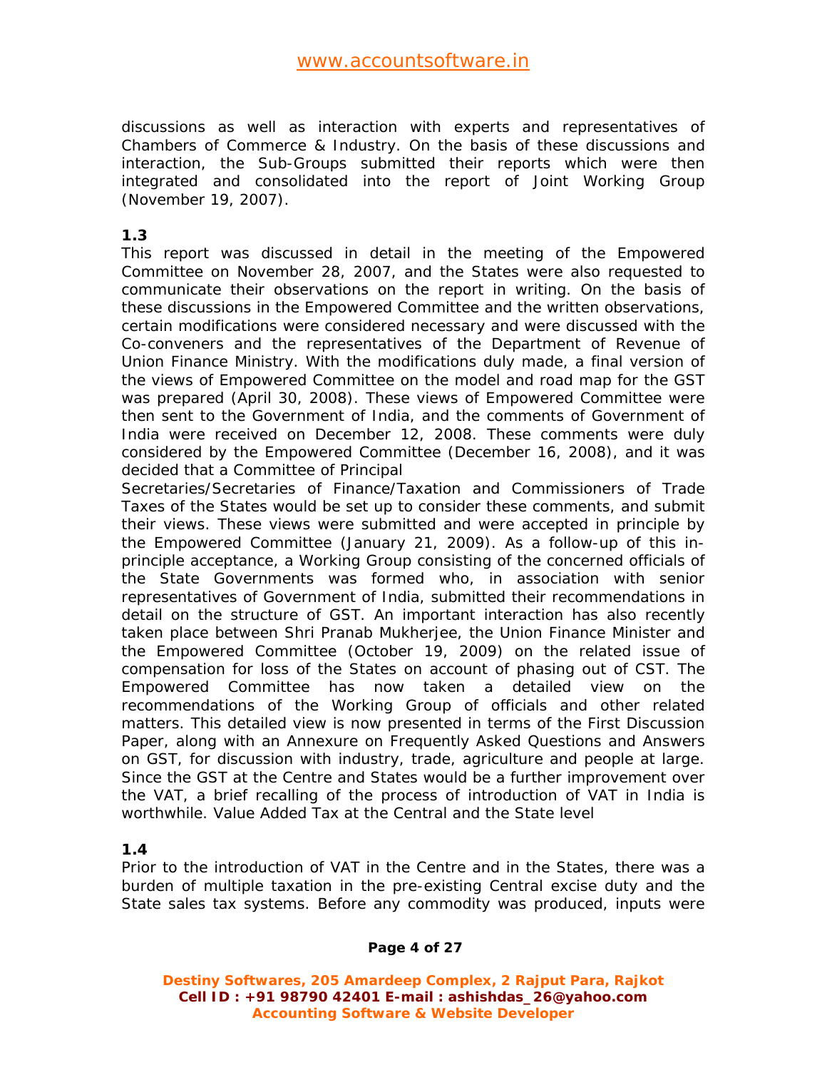discussions as well as interaction with experts and representatives of Chambers of Commerce & Industry. On the basis of these discussions and interaction, the Sub-Groups submitted their reports which were then integrated and consolidated into the report of Joint Working Group (November 19, 2007).

**1.3**

This report was discussed in detail in the meeting of the Empowered Committee on November 28, 2007, and the States were also requested to communicate their observations on the report in writing. On the basis of these discussions in the Empowered Committee and the written observations, certain modifications were considered necessary and were discussed with the Co-conveners and the representatives of the Department of Revenue of Union Finance Ministry. With the modifications duly made, a final version of the views of Empowered Committee on the model and road map for the GST was prepared (April 30, 2008). These views of Empowered Committee were then sent to the Government of India, and the comments of Government of India were received on December 12, 2008. These comments were duly considered by the Empowered Committee (December 16, 2008), and it was decided that a Committee of Principal Secretaries/Secretaries of Finance/Taxation and Commissioners of Trade Taxes of the States would be set up to consider these comments, and submit their views. These views were submitted and were accepted in principle by the Empowered Committee (January 21, 2009). As a follow-up of this in-principle acceptance, a Working Group consisting of the concerned officials of the State Governments was formed who, in association with senior representatives of Government of India, submitted their recommendations in detail on the structure of GST. An important interaction has also recently taken place between Shri Pranab Mukherjee, the Union Finance Minister and the Empowered Committee (October 19, 2009) on the related issue of compensation for loss of the States on account of phasing out of CST. The Empowered Committee has now taken a detailed view on the recommendations of the Working Group of officials and other related matters. This detailed view is now presented in terms of the First Discussion Paper, along with an Annexure on Frequently Asked Questions and Answers on GST, for discussion with industry, trade, agriculture and people at large. Since the GST at the Centre and States would be a further improvement over the VAT, a brief recalling of the process of introduction of VAT in India is worthwhile. Value Added Tax at the Central and the State level

**1.4**

Prior to the introduction of VAT in the Centre and in the States, there was a burden of multiple taxation in the pre-existing Central excise duty and the State sales tax systems. Before any commodity was produced, inputs were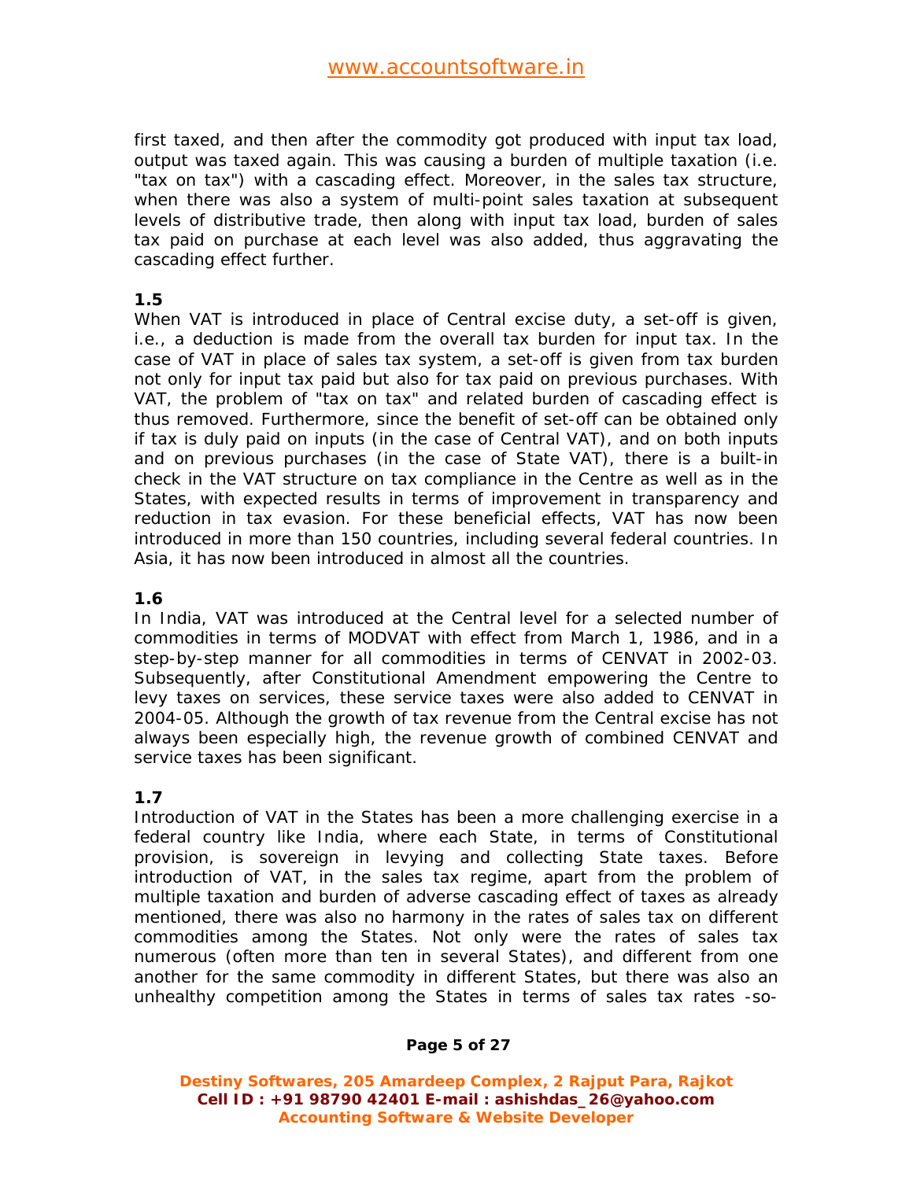first taxed, and then after the commodity got produced with input tax load, output was taxed again. This was causing a burden of multiple taxation (i.e. "tax on tax") with a cascading effect. Moreover, in the sales tax structure, when there was also a system of multi-point sales taxation at subsequent levels of distributive trade, then along with input tax load, burden of sales tax paid on purchase at each level was also added, thus aggravating the cascading effect further.

**1.5**

When VAT is introduced in place of Central excise duty, a set-off is given, i.e., a deduction is made from the overall tax burden for input tax. In the case of VAT in place of sales tax system, a set-off is given from tax burden not only for input tax paid but also for tax paid on previous purchases. With VAT, the problem of "tax on tax" and related burden of cascading effect is thus removed. Furthermore, since the benefit of set-off can be obtained only if tax is duly paid on inputs (in the case of Central VAT), and on both inputs and on previous purchases (in the case of State VAT), there is a built-in check in the VAT structure on tax compliance in the Centre as well as in the States, with expected results in terms of improvement in transparency and reduction in tax evasion. For these beneficial effects, VAT has now been introduced in more than 150 countries, including several federal countries. In Asia, it has now been introduced in almost all the countries.

**1.6**

In India, VAT was introduced at the Central level for a selected number of commodities in terms of MODVAT with effect from March 1, 1986, and in a step-by-step manner for all commodities in terms of CENVAT in 2002-03. Subsequently, after Constitutional Amendment empowering the Centre to levy taxes on services, these service taxes were also added to CENVAT in 2004-05. Although the growth of tax revenue from the Central excise has not always been especially high, the revenue growth of combined CENVAT and service taxes has been significant.

**1.7**

Introduction of VAT in the States has been a more challenging exercise in a federal country like India, where each State, in terms of Constitutional provision, is sovereign in levying and collecting State taxes. Before introduction of VAT, in the sales tax regime, apart from the problem of multiple taxation and burden of adverse cascading effect of taxes as already mentioned, there was also no harmony in the rates of sales tax on different commodities among the States. Not only were the rates of sales tax numerous (often more than ten in several States), and different from one another for the same commodity in different States, but there was also an unhealthy competition among the States in terms of sales tax rates -so-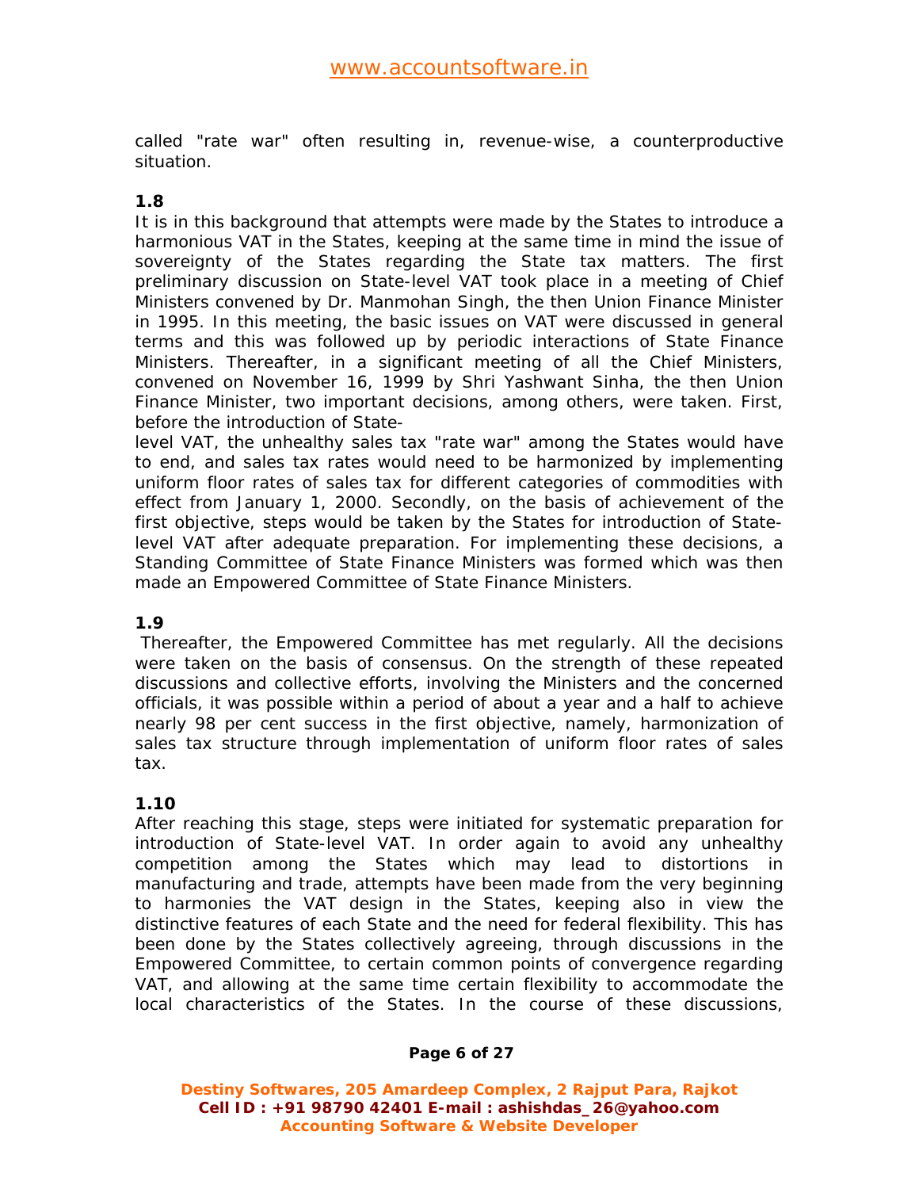called "rate war" often resulting in, revenue-wise, a counterproductive situation.

**1.8**

It is in this background that attempts were made by the States to introduce a harmonious VAT in the States, keeping at the same time in mind the issue of sovereignty of the States regarding the State tax matters. The first preliminary discussion on State-level VAT took place in a meeting of Chief Ministers convened by Dr. Manmohan Singh, the then Union Finance Minister in 1995. In this meeting, the basic issues on VAT were discussed in general terms and this was followed up by periodic interactions of State Finance Ministers. Thereafter, in a significant meeting of all the Chief Ministers, convened on November 16, 1999 by Shri Yashwant Sinha, the then Union Finance Minister, two important decisions, among others, were taken. First, before the introduction of State-level VAT, the unhealthy sales tax "rate war" among the States would have to end, and sales tax rates would need to be harmonized by implementing uniform floor rates of sales tax for different categories of commodities with effect from January 1, 2000. Secondly, on the basis of achievement of the first objective, steps would be taken by the States for introduction of State-level VAT after adequate preparation. For implementing these decisions, a Standing Committee of State Finance Ministers was formed which was then made an Empowered Committee of State Finance Ministers.

**1.9**

Thereafter, the Empowered Committee has met regularly. All the decisions were taken on the basis of consensus. On the strength of these repeated discussions and collective efforts, involving the Ministers and the concerned officials, it was possible within a period of about a year and a half to achieve nearly 98 per cent success in the first objective, namely, harmonization of sales tax structure through implementation of uniform floor rates of sales tax.

**1.10**

After reaching this stage, steps were initiated for systematic preparation for introduction of State-level VAT. In order again to avoid any unhealthy competition among the States which may lead to distortions in manufacturing and trade, attempts have been made from the very beginning to harmonies the VAT design in the States, keeping also in view the distinctive features of each State and the need for federal flexibility. This has been done by the States collectively agreeing, through discussions in the Empowered Committee, to certain common points of convergence regarding VAT, and allowing at the same time certain flexibility to accommodate the local characteristics of the States. In the course of these discussions,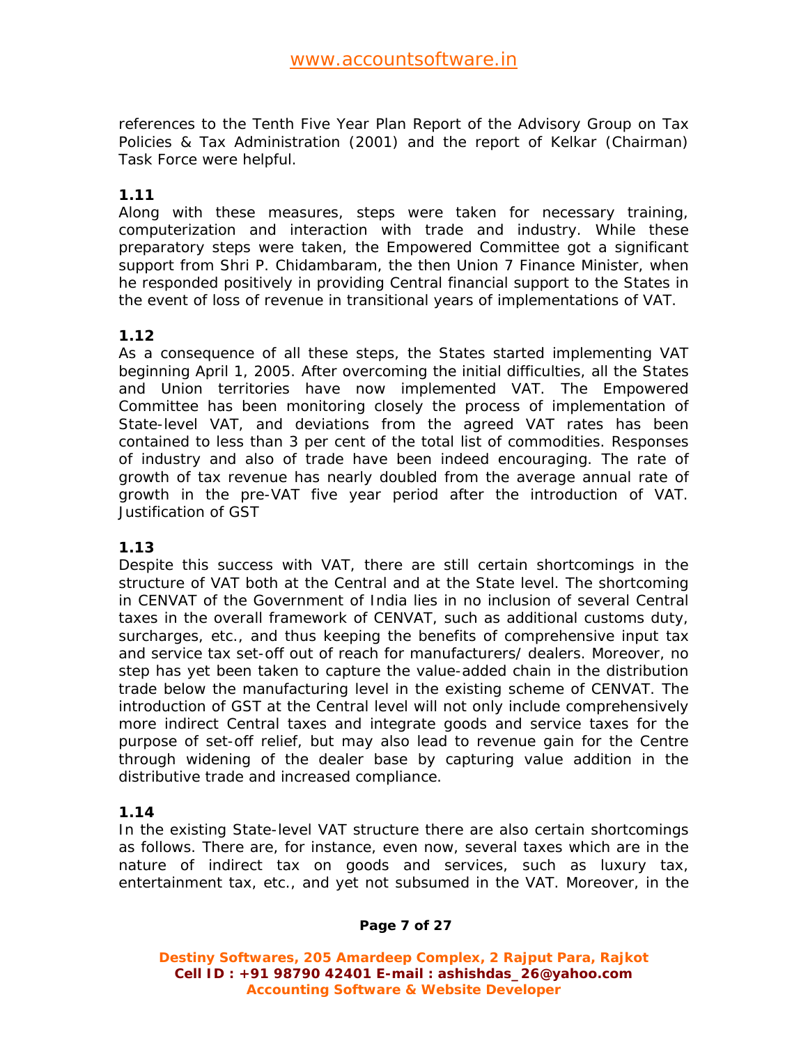references to the Tenth Five Year Plan Report of the Advisory Group on Tax Policies & Tax Administration (2001) and the report of Kelkar (Chairman) Task Force were helpful.

**1.11**

Along with these measures, steps were taken for necessary training, computerization and interaction with trade and industry. While these preparatory steps were taken, the Empowered Committee got a significant support from Shri P. Chidambaram, the then Union 7 Finance Minister, when he responded positively in providing Central financial support to the States in the event of loss of revenue in transitional years of implementations of VAT.

**1.12**

As a consequence of all these steps, the States started implementing VAT beginning April 1, 2005. After overcoming the initial difficulties, all the States and Union territories have now implemented VAT. The Empowered Committee has been monitoring closely the process of implementation of State-level VAT, and deviations from the agreed VAT rates has been contained to less than 3 per cent of the total list of commodities. Responses of industry and also of trade have been indeed encouraging. The rate of growth of tax revenue has nearly doubled from the average annual rate of growth in the pre-VAT five year period after the introduction of VAT. Justification of GST

**1.13**

Despite this success with VAT, there are still certain shortcomings in the structure of VAT both at the Central and at the State level. The shortcoming in CENVAT of the Government of India lies in no inclusion of several Central taxes in the overall framework of CENVAT, such as additional customs duty, surcharges, etc., and thus keeping the benefits of comprehensive input tax and service tax set-off out of reach for manufacturers/ dealers. Moreover, no step has yet been taken to capture the value-added chain in the distribution trade below the manufacturing level in the existing scheme of CENVAT. The introduction of GST at the Central level will not only include comprehensively more indirect Central taxes and integrate goods and service taxes for the purpose of set-off relief, but may also lead to revenue gain for the Centre through widening of the dealer base by capturing value addition in the distributive trade and increased compliance.

**1.14**

In the existing State-level VAT structure there are also certain shortcomings as follows. There are, for instance, even now, several taxes which are in the nature of indirect tax on goods and services, such as luxury tax, entertainment tax, etc., and yet not subsumed in the VAT. Moreover, in the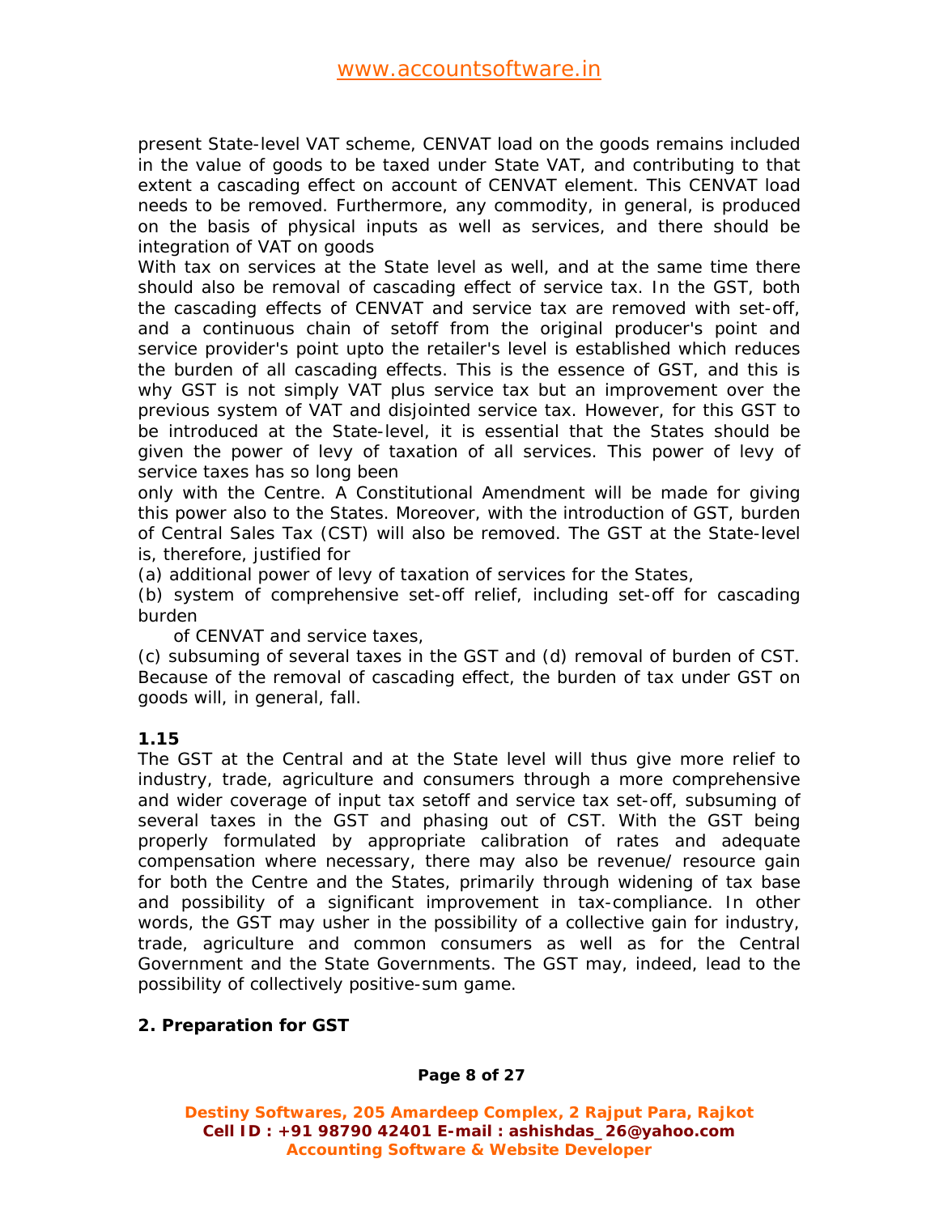present State-level VAT scheme, CENVAT load on the goods remains included in the value of goods to be taxed under State VAT, and contributing to that extent a cascading effect on account of CENVAT element. This CENVAT load needs to be removed. Furthermore, any commodity, in general, is produced on the basis of physical inputs as well as services, and there should be integration of VAT on goods

With tax on services at the State level as well, and at the same time there should also be removal of cascading effect of service tax. In the GST, both the cascading effects of CENVAT and service tax are removed with set-off, and a continuous chain of setoff from the original producer's point and service provider's point upto the retailer's level is established which reduces the burden of all cascading effects. This is the essence of GST, and this is why GST is not simply VAT plus service tax but an improvement over the previous system of VAT and disjointed service tax. However, for this GST to be introduced at the State-level, it is essential that the States should be given the power of levy of taxation of all services. This power of levy of service taxes has so long been

only with the Centre. A Constitutional Amendment will be made for giving this power also to the States. Moreover, with the introduction of GST, burden of Central Sales Tax (CST) will also be removed. The GST at the State-level is, therefore, justified for

(a) additional power of levy of taxation of services for the States,

(b) system of comprehensive set-off relief, including set-off for cascading burden
of CENVAT and service taxes,

(c) subsuming of several taxes in the GST and (d) removal of burden of CST. Because of the removal of cascading effect, the burden of tax under GST on goods will, in general, fall.

**1.15**

The GST at the Central and at the State level will thus give more relief to industry, trade, agriculture and consumers through a more comprehensive and wider coverage of input tax setoff and service tax set-off, subsuming of several taxes in the GST and phasing out of CST. With the GST being properly formulated by appropriate calibration of rates and adequate compensation where necessary, there may also be revenue/ resource gain for both the Centre and the States, primarily through widening of tax base and possibility of a significant improvement in tax-compliance. In other words, the GST may usher in the possibility of a collective gain for industry, trade, agriculture and common consumers as well as for the Central Government and the State Governments. The GST may, indeed, lead to the possibility of collectively positive-sum game.

## 2. Preparation for GST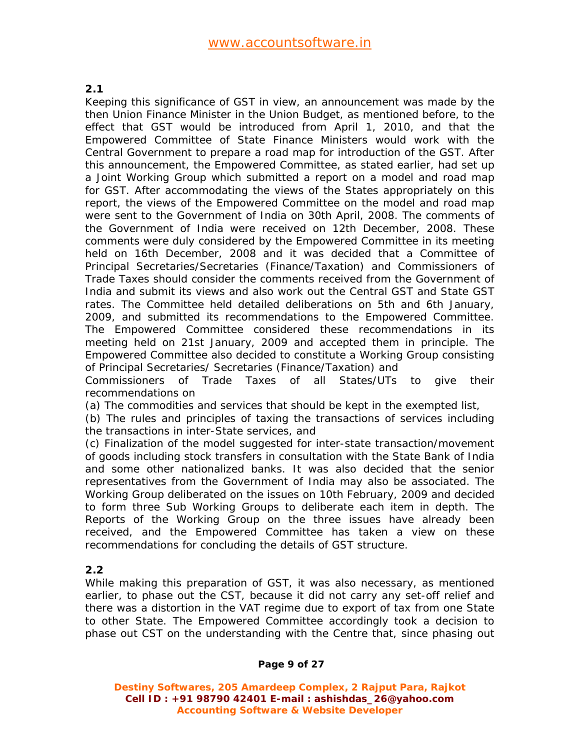**2.1**

Keeping this significance of GST in view, an announcement was made by the then Union Finance Minister in the Union Budget, as mentioned before, to the effect that GST would be introduced from April 1, 2010, and that the Empowered Committee of State Finance Ministers would work with the Central Government to prepare a road map for introduction of the GST. After this announcement, the Empowered Committee, as stated earlier, had set up a Joint Working Group which submitted a report on a model and road map for GST. After accommodating the views of the States appropriately on this report, the views of the Empowered Committee on the model and road map were sent to the Government of India on 30th April, 2008. The comments of the Government of India were received on 12th December, 2008. These comments were duly considered by the Empowered Committee in its meeting held on 16th December, 2008 and it was decided that a Committee of Principal Secretaries/Secretaries (Finance/Taxation) and Commissioners of Trade Taxes should consider the comments received from the Government of India and submit its views and also work out the Central GST and State GST rates. The Committee held detailed deliberations on 5th and 6th January, 2009, and submitted its recommendations to the Empowered Committee. The Empowered Committee considered these recommendations in its meeting held on 21st January, 2009 and accepted them in principle. The Empowered Committee also decided to constitute a Working Group consisting of Principal Secretaries/ Secretaries (Finance/Taxation) and Commissioners of Trade Taxes of all States/UTs to give their recommendations on

(a) The commodities and services that should be kept in the exempted list,

(b) The rules and principles of taxing the transactions of services including the transactions in inter-State services, and

(c) Finalization of the model suggested for inter-state transaction/movement of goods including stock transfers in consultation with the State Bank of India and some other nationalized banks. It was also decided that the senior representatives from the Government of India may also be associated. The Working Group deliberated on the issues on 10th February, 2009 and decided to form three Sub Working Groups to deliberate each item in depth. The Reports of the Working Group on the three issues have already been received, and the Empowered Committee has taken a view on these recommendations for concluding the details of GST structure.

**2.2**

While making this preparation of GST, it was also necessary, as mentioned earlier, to phase out the CST, because it did not carry any set-off relief and there was a distortion in the VAT regime due to export of tax from one State to other State. The Empowered Committee accordingly took a decision to phase out CST on the understanding with the Centre that, since phasing out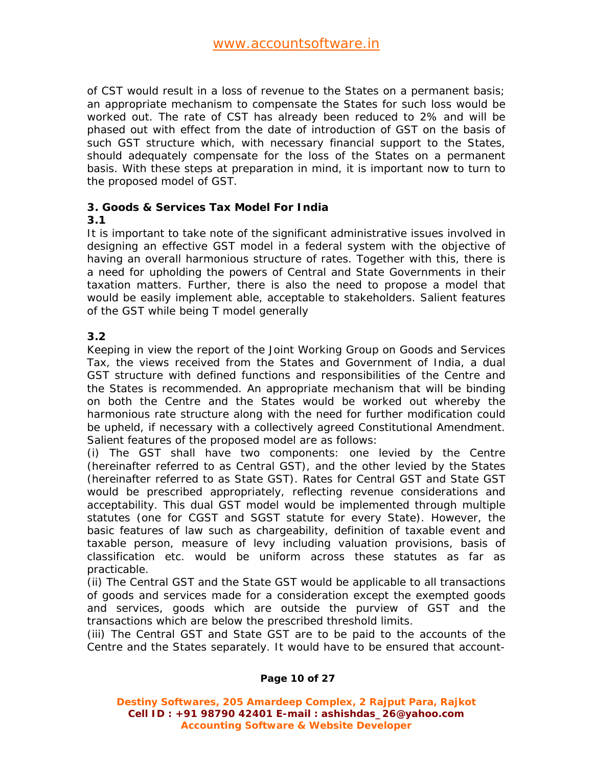of CST would result in a loss of revenue to the States on a permanent basis; an appropriate mechanism to compensate the States for such loss would be worked out. The rate of CST has already been reduced to 2% and will be phased out with effect from the date of introduction of GST on the basis of such GST structure which, with necessary financial support to the States, should adequately compensate for the loss of the States on a permanent basis. With these steps at preparation in mind, it is important now to turn to the proposed model of GST.

## 3. Goods & Services Tax Model For India

**3.1**

It is important to take note of the significant administrative issues involved in designing an effective GST model in a federal system with the objective of having an overall harmonious structure of rates. Together with this, there is a need for upholding the powers of Central and State Governments in their taxation matters. Further, there is also the need to propose a model that would be easily implement able, acceptable to stakeholders. Salient features of the GST while being T model generally

**3.2**

Keeping in view the report of the Joint Working Group on Goods and Services Tax, the views received from the States and Government of India, a dual GST structure with defined functions and responsibilities of the Centre and the States is recommended. An appropriate mechanism that will be binding on both the Centre and the States would be worked out whereby the harmonious rate structure along with the need for further modification could be upheld, if necessary with a collectively agreed Constitutional Amendment. Salient features of the proposed model are as follows:

(i) The GST shall have two components: one levied by the Centre (hereinafter referred to as Central GST), and the other levied by the States (hereinafter referred to as State GST). Rates for Central GST and State GST would be prescribed appropriately, reflecting revenue considerations and acceptability. This dual GST model would be implemented through multiple statutes (one for CGST and SGST statute for every State). However, the basic features of law such as chargeability, definition of taxable event and taxable person, measure of levy including valuation provisions, basis of classification etc. would be uniform across these statutes as far as practicable.

(ii) The Central GST and the State GST would be applicable to all transactions of goods and services made for a consideration except the exempted goods and services, goods which are outside the purview of GST and the transactions which are below the prescribed threshold limits.

(iii) The Central GST and State GST are to be paid to the accounts of the Centre and the States separately. It would have to be ensured that account-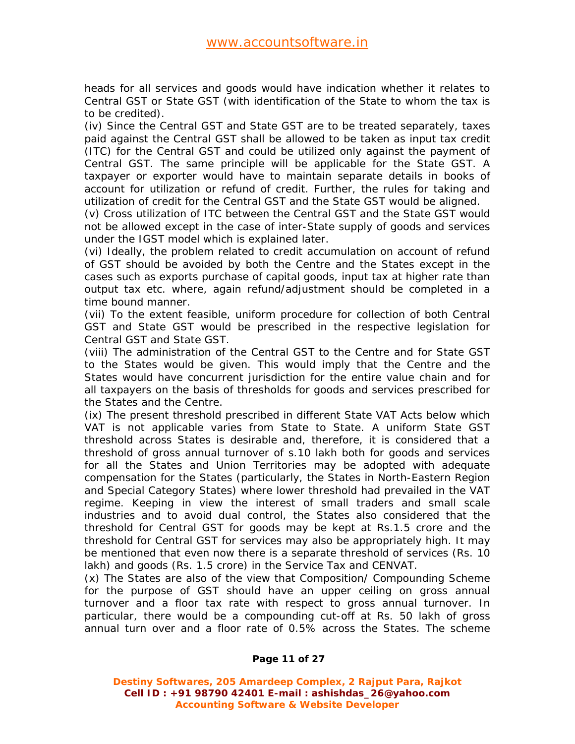heads for all services and goods would have indication whether it relates to Central GST or State GST (with identification of the State to whom the tax is to be credited).

(iv) Since the Central GST and State GST are to be treated separately, taxes paid against the Central GST shall be allowed to be taken as input tax credit (ITC) for the Central GST and could be utilized only against the payment of Central GST. The same principle will be applicable for the State GST. A taxpayer or exporter would have to maintain separate details in books of account for utilization or refund of credit. Further, the rules for taking and utilization of credit for the Central GST and the State GST would be aligned.

(v) Cross utilization of ITC between the Central GST and the State GST would not be allowed except in the case of inter-State supply of goods and services under the IGST model which is explained later.

(vi) Ideally, the problem related to credit accumulation on account of refund of GST should be avoided by both the Centre and the States except in the cases such as exports purchase of capital goods, input tax at higher rate than output tax etc. where, again refund/adjustment should be completed in a time bound manner.

(vii) To the extent feasible, uniform procedure for collection of both Central GST and State GST would be prescribed in the respective legislation for Central GST and State GST.

(viii) The administration of the Central GST to the Centre and for State GST to the States would be given. This would imply that the Centre and the States would have concurrent jurisdiction for the entire value chain and for all taxpayers on the basis of thresholds for goods and services prescribed for the States and the Centre.

(ix) The present threshold prescribed in different State VAT Acts below which VAT is not applicable varies from State to State. A uniform State GST threshold across States is desirable and, therefore, it is considered that a threshold of gross annual turnover of s.10 lakh both for goods and services for all the States and Union Territories may be adopted with adequate compensation for the States (particularly, the States in North-Eastern Region and Special Category States) where lower threshold had prevailed in the VAT regime. Keeping in view the interest of small traders and small scale industries and to avoid dual control, the States also considered that the threshold for Central GST for goods may be kept at Rs.1.5 crore and the threshold for Central GST for services may also be appropriately high. It may be mentioned that even now there is a separate threshold of services (Rs. 10 lakh) and goods (Rs. 1.5 crore) in the Service Tax and CENVAT.

(x) The States are also of the view that Composition/ Compounding Scheme for the purpose of GST should have an upper ceiling on gross annual turnover and a floor tax rate with respect to gross annual turnover. In particular, there would be a compounding cut-off at Rs. 50 lakh of gross annual turn over and a floor rate of 0.5% across the States. The scheme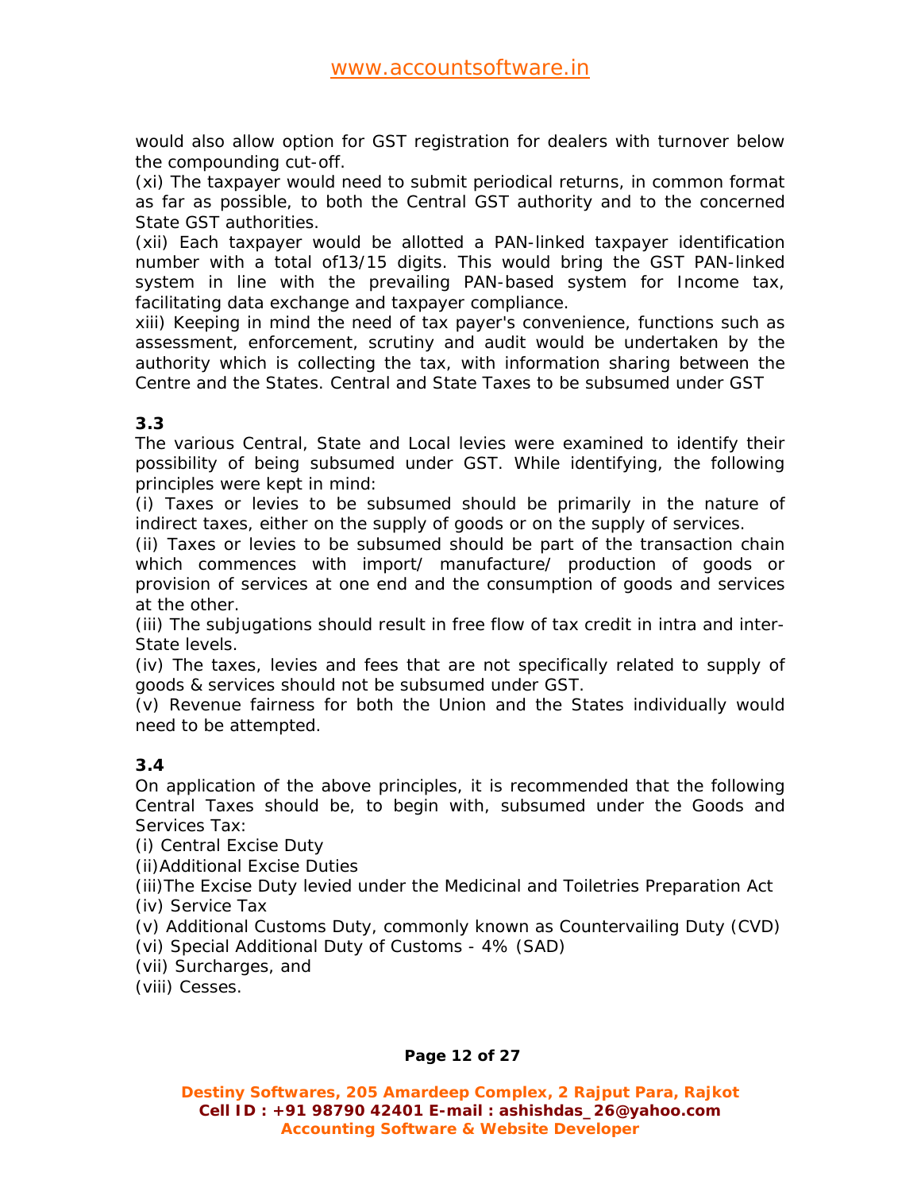would also allow option for GST registration for dealers with turnover below the compounding cut-off.

(xi) The taxpayer would need to submit periodical returns, in common format as far as possible, to both the Central GST authority and to the concerned State GST authorities.

(xii) Each taxpayer would be allotted a PAN-linked taxpayer identification number with a total of13/15 digits. This would bring the GST PAN-linked system in line with the prevailing PAN-based system for Income tax, facilitating data exchange and taxpayer compliance.

xiii) Keeping in mind the need of tax payer's convenience, functions such as assessment, enforcement, scrutiny and audit would be undertaken by the authority which is collecting the tax, with information sharing between the Centre and the States. Central and State Taxes to be subsumed under GST

**3.3**

The various Central, State and Local levies were examined to identify their possibility of being subsumed under GST. While identifying, the following principles were kept in mind:

(i) Taxes or levies to be subsumed should be primarily in the nature of indirect taxes, either on the supply of goods or on the supply of services.

(ii) Taxes or levies to be subsumed should be part of the transaction chain which commences with import/ manufacture/ production of goods or provision of services at one end and the consumption of goods and services at the other.

(iii) The subjugations should result in free flow of tax credit in intra and inter-State levels.

(iv) The taxes, levies and fees that are not specifically related to supply of goods & services should not be subsumed under GST.

(v) Revenue fairness for both the Union and the States individually would need to be attempted.

**3.4**

On application of the above principles, it is recommended that the following Central Taxes should be, to begin with, subsumed under the Goods and Services Tax:

(i) Central Excise Duty

(ii)Additional Excise Duties

(iii)The Excise Duty levied under the Medicinal and Toiletries Preparation Act

(iv) Service Tax

(v) Additional Customs Duty, commonly known as Countervailing Duty (CVD)

(vi) Special Additional Duty of Customs - 4% (SAD)

(vii) Surcharges, and

(viii) Cesses.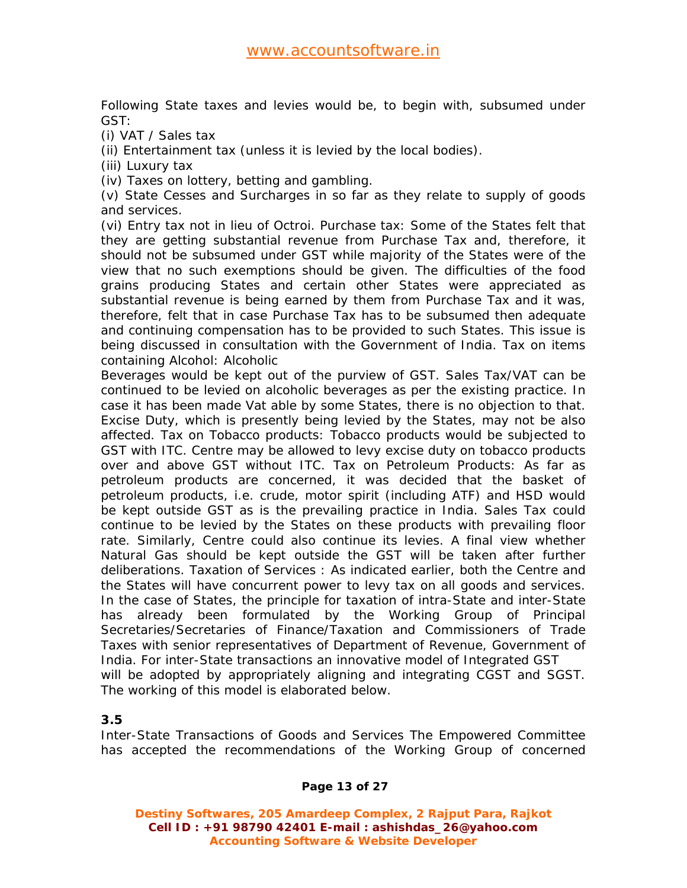Following State taxes and levies would be, to begin with, subsumed under GST:

(i) VAT / Sales tax

(ii) Entertainment tax (unless it is levied by the local bodies).

(iii) Luxury tax

(iv) Taxes on lottery, betting and gambling.

(v) State Cesses and Surcharges in so far as they relate to supply of goods and services.

(vi) Entry tax not in lieu of Octroi. Purchase tax: Some of the States felt that they are getting substantial revenue from Purchase Tax and, therefore, it should not be subsumed under GST while majority of the States were of the view that no such exemptions should be given. The difficulties of the food grains producing States and certain other States were appreciated as substantial revenue is being earned by them from Purchase Tax and it was, therefore, felt that in case Purchase Tax has to be subsumed then adequate and continuing compensation has to be provided to such States. This issue is being discussed in consultation with the Government of India. Tax on items containing Alcohol: Alcoholic
Beverages would be kept out of the purview of GST. Sales Tax/VAT can be continued to be levied on alcoholic beverages as per the existing practice. In case it has been made Vat able by some States, there is no objection to that. Excise Duty, which is presently being levied by the States, may not be also affected. Tax on Tobacco products: Tobacco products would be subjected to GST with ITC. Centre may be allowed to levy excise duty on tobacco products over and above GST without ITC. Tax on Petroleum Products: As far as petroleum products are concerned, it was decided that the basket of petroleum products, i.e. crude, motor spirit (including ATF) and HSD would be kept outside GST as is the prevailing practice in India. Sales Tax could continue to be levied by the States on these products with prevailing floor rate. Similarly, Centre could also continue its levies. A final view whether Natural Gas should be kept outside the GST will be taken after further deliberations. Taxation of Services : As indicated earlier, both the Centre and the States will have concurrent power to levy tax on all goods and services. In the case of States, the principle for taxation of intra-State and inter-State has already been formulated by the Working Group of Principal Secretaries/Secretaries of Finance/Taxation and Commissioners of Trade Taxes with senior representatives of Department of Revenue, Government of India. For inter-State transactions an innovative model of Integrated GST will be adopted by appropriately aligning and integrating CGST and SGST. The working of this model is elaborated below.

**3.5**

Inter-State Transactions of Goods and Services The Empowered Committee has accepted the recommendations of the Working Group of concerned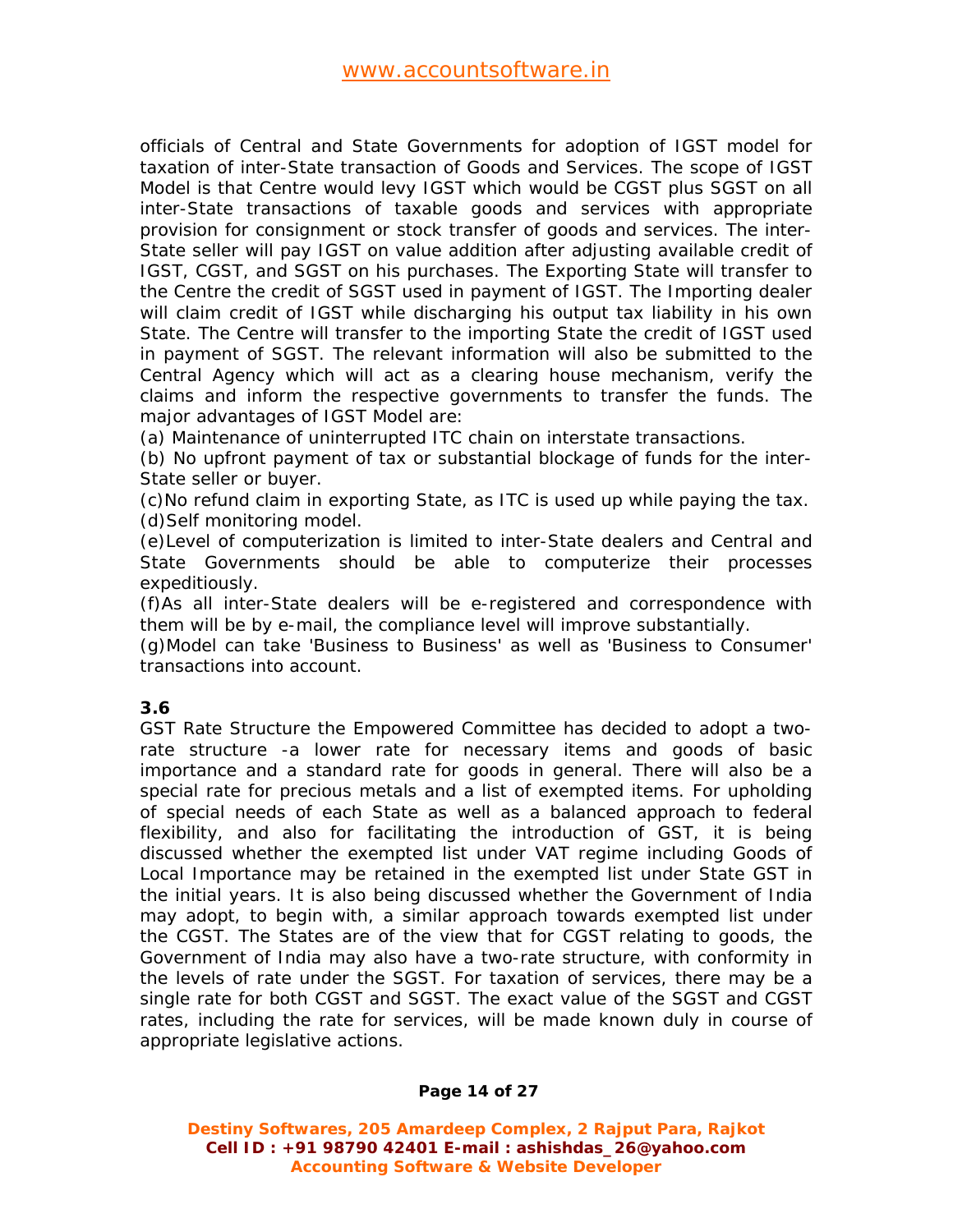officials of Central and State Governments for adoption of IGST model for taxation of inter-State transaction of Goods and Services. The scope of IGST Model is that Centre would levy IGST which would be CGST plus SGST on all inter-State transactions of taxable goods and services with appropriate provision for consignment or stock transfer of goods and services. The inter-State seller will pay IGST on value addition after adjusting available credit of IGST, CGST, and SGST on his purchases. The Exporting State will transfer to the Centre the credit of SGST used in payment of IGST. The Importing dealer will claim credit of IGST while discharging his output tax liability in his own State. The Centre will transfer to the importing State the credit of IGST used in payment of SGST. The relevant information will also be submitted to the Central Agency which will act as a clearing house mechanism, verify the claims and inform the respective governments to transfer the funds. The major advantages of IGST Model are:

(a) Maintenance of uninterrupted ITC chain on interstate transactions.

(b) No upfront payment of tax or substantial blockage of funds for the inter-State seller or buyer.

(c)No refund claim in exporting State, as ITC is used up while paying the tax.

(d)Self monitoring model.

(e)Level of computerization is limited to inter-State dealers and Central and State Governments should be able to computerize their processes expeditiously.

(f)As all inter-State dealers will be e-registered and correspondence with them will be by e-mail, the compliance level will improve substantially.

(g)Model can take 'Business to Business' as well as 'Business to Consumer' transactions into account.

**3.6**

GST Rate Structure the Empowered Committee has decided to adopt a two-rate structure -a lower rate for necessary items and goods of basic importance and a standard rate for goods in general. There will also be a special rate for precious metals and a list of exempted items. For upholding of special needs of each State as well as a balanced approach to federal flexibility, and also for facilitating the introduction of GST, it is being discussed whether the exempted list under VAT regime including Goods of Local Importance may be retained in the exempted list under State GST in the initial years. It is also being discussed whether the Government of India may adopt, to begin with, a similar approach towards exempted list under the CGST. The States are of the view that for CGST relating to goods, the Government of India may also have a two-rate structure, with conformity in the levels of rate under the SGST. For taxation of services, there may be a single rate for both CGST and SGST. The exact value of the SGST and CGST rates, including the rate for services, will be made known duly in course of appropriate legislative actions.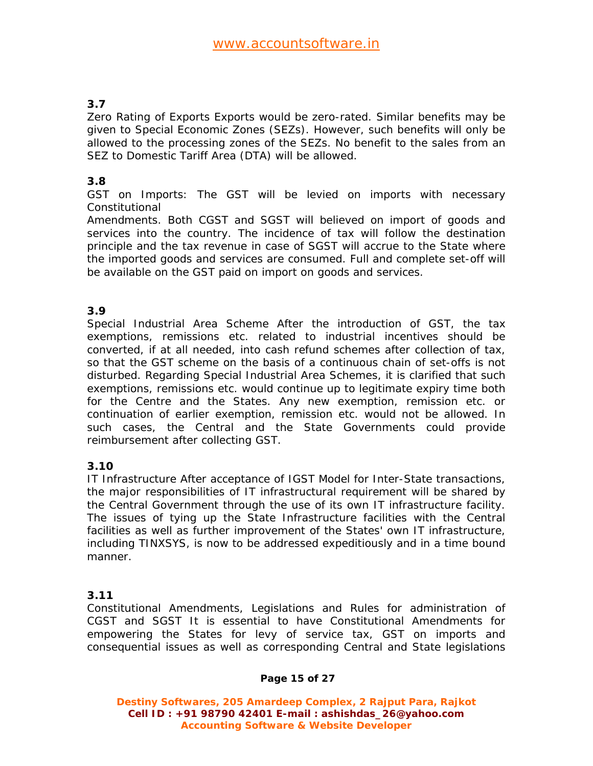### 3.7

Zero Rating of Exports Exports would be zero-rated. Similar benefits may be given to Special Economic Zones (SEZs). However, such benefits will only be allowed to the processing zones of the SEZs. No benefit to the sales from an SEZ to Domestic Tariff Area (DTA) will be allowed.

### 3.8

GST on Imports: The GST will be levied on imports with necessary Constitutional
Amendments. Both CGST and SGST will believed on import of goods and services into the country. The incidence of tax will follow the destination principle and the tax revenue in case of SGST will accrue to the State where the imported goods and services are consumed. Full and complete set-off will be available on the GST paid on import on goods and services.

### 3.9

Special Industrial Area Scheme After the introduction of GST, the tax exemptions, remissions etc. related to industrial incentives should be converted, if at all needed, into cash refund schemes after collection of tax, so that the GST scheme on the basis of a continuous chain of set-offs is not disturbed. Regarding Special Industrial Area Schemes, it is clarified that such exemptions, remissions etc. would continue up to legitimate expiry time both for the Centre and the States. Any new exemption, remission etc. or continuation of earlier exemption, remission etc. would not be allowed. In such cases, the Central and the State Governments could provide reimbursement after collecting GST.

### 3.10

IT Infrastructure After acceptance of IGST Model for Inter-State transactions, the major responsibilities of IT infrastructural requirement will be shared by the Central Government through the use of its own IT infrastructure facility. The issues of tying up the State Infrastructure facilities with the Central facilities as well as further improvement of the States' own IT infrastructure, including TINXSYS, is now to be addressed expeditiously and in a time bound manner.

### 3.11

Constitutional Amendments, Legislations and Rules for administration of CGST and SGST It is essential to have Constitutional Amendments for empowering the States for levy of service tax, GST on imports and consequential issues as well as corresponding Central and State legislations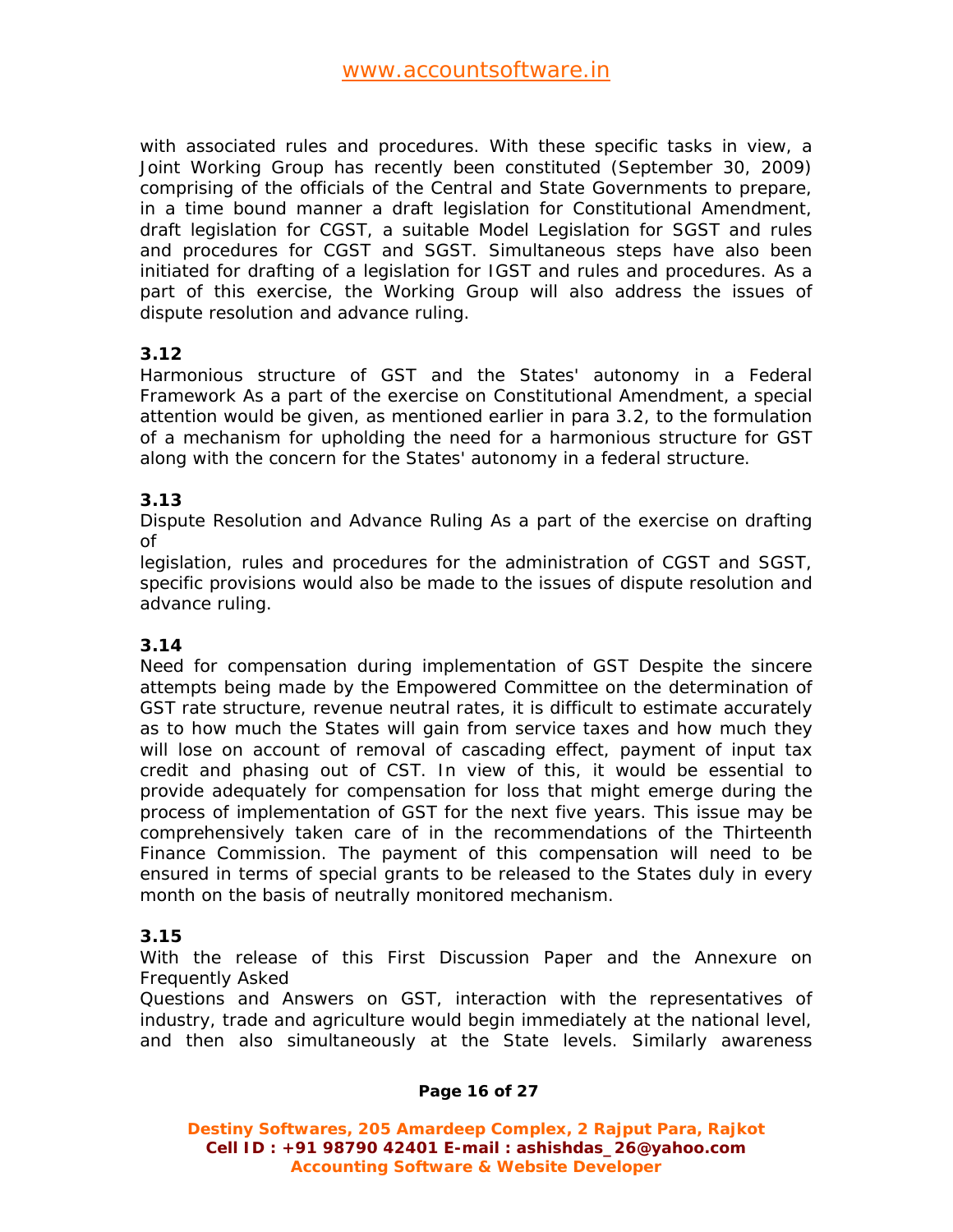with associated rules and procedures. With these specific tasks in view, a Joint Working Group has recently been constituted (September 30, 2009) comprising of the officials of the Central and State Governments to prepare, in a time bound manner a draft legislation for Constitutional Amendment, draft legislation for CGST, a suitable Model Legislation for SGST and rules and procedures for CGST and SGST. Simultaneous steps have also been initiated for drafting of a legislation for IGST and rules and procedures. As a part of this exercise, the Working Group will also address the issues of dispute resolution and advance ruling.

**3.12**

Harmonious structure of GST and the States' autonomy in a Federal Framework As a part of the exercise on Constitutional Amendment, a special attention would be given, as mentioned earlier in para 3.2, to the formulation of a mechanism for upholding the need for a harmonious structure for GST along with the concern for the States' autonomy in a federal structure.

**3.13**

Dispute Resolution and Advance Ruling As a part of the exercise on drafting of legislation, rules and procedures for the administration of CGST and SGST, specific provisions would also be made to the issues of dispute resolution and advance ruling.

**3.14**

Need for compensation during implementation of GST Despite the sincere attempts being made by the Empowered Committee on the determination of GST rate structure, revenue neutral rates, it is difficult to estimate accurately as to how much the States will gain from service taxes and how much they will lose on account of removal of cascading effect, payment of input tax credit and phasing out of CST. In view of this, it would be essential to provide adequately for compensation for loss that might emerge during the process of implementation of GST for the next five years. This issue may be comprehensively taken care of in the recommendations of the Thirteenth Finance Commission. The payment of this compensation will need to be ensured in terms of special grants to be released to the States duly in every month on the basis of neutrally monitored mechanism.

**3.15**

With the release of this First Discussion Paper and the Annexure on Frequently Asked Questions and Answers on GST, interaction with the representatives of industry, trade and agriculture would begin immediately at the national level, and then also simultaneously at the State levels. Similarly awareness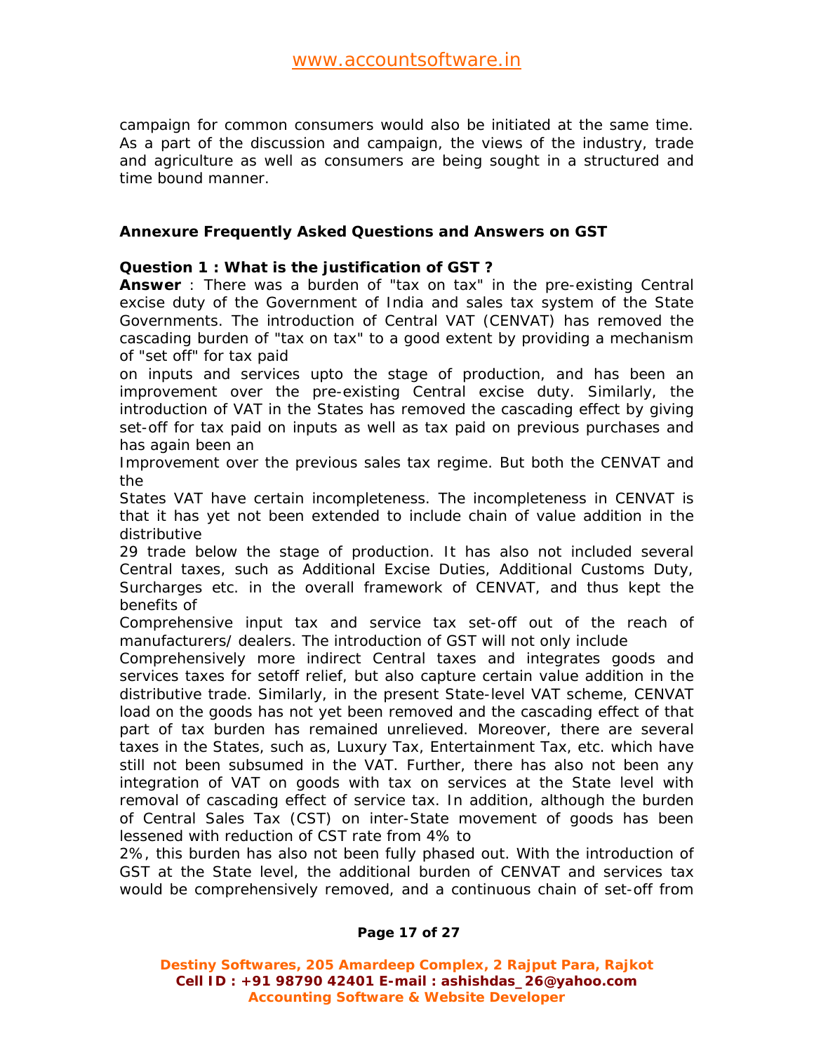campaign for common consumers would also be initiated at the same time. As a part of the discussion and campaign, the views of the industry, trade and agriculture as well as consumers are being sought in a structured and time bound manner.

### Annexure Frequently Asked Questions and Answers on GST

**Question 1 : What is the justification of GST ?**

**Answer** : There was a burden of "tax on tax" in the pre-existing Central excise duty of the Government of India and sales tax system of the State Governments. The introduction of Central VAT (CENVAT) has removed the cascading burden of "tax on tax" to a good extent by providing a mechanism of "set off" for tax paid on inputs and services upto the stage of production, and has been an improvement over the pre-existing Central excise duty. Similarly, the introduction of VAT in the States has removed the cascading effect by giving set-off for tax paid on inputs as well as tax paid on previous purchases and has again been an Improvement over the previous sales tax regime. But both the CENVAT and the States VAT have certain incompleteness. The incompleteness in CENVAT is that it has yet not been extended to include chain of value addition in the distributive 29 trade below the stage of production. It has also not included several Central taxes, such as Additional Excise Duties, Additional Customs Duty, Surcharges etc. in the overall framework of CENVAT, and thus kept the benefits of Comprehensive input tax and service tax set-off out of the reach of manufacturers/ dealers. The introduction of GST will not only include Comprehensively more indirect Central taxes and integrates goods and services taxes for setoff relief, but also capture certain value addition in the distributive trade. Similarly, in the present State-level VAT scheme, CENVAT load on the goods has not yet been removed and the cascading effect of that part of tax burden has remained unrelieved. Moreover, there are several taxes in the States, such as, Luxury Tax, Entertainment Tax, etc. which have still not been subsumed in the VAT. Further, there has also not been any integration of VAT on goods with tax on services at the State level with removal of cascading effect of service tax. In addition, although the burden of Central Sales Tax (CST) on inter-State movement of goods has been lessened with reduction of CST rate from 4% to 2%, this burden has also not been fully phased out. With the introduction of GST at the State level, the additional burden of CENVAT and services tax would be comprehensively removed, and a continuous chain of set-off from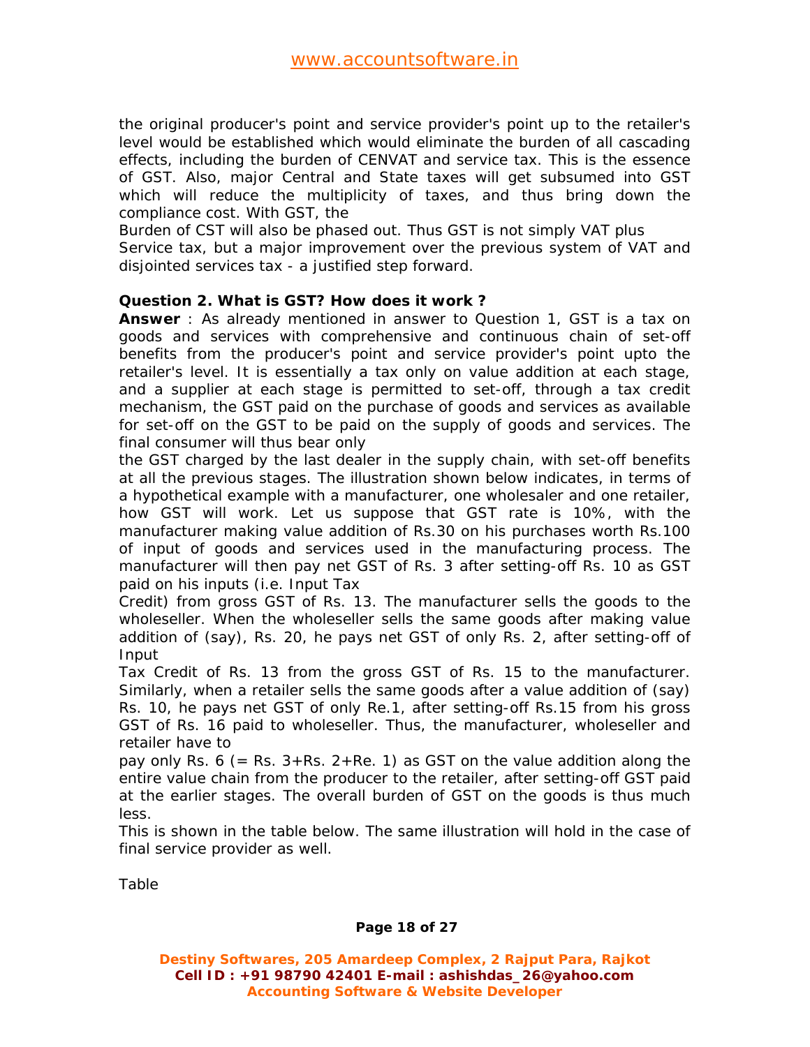the original producer's point and service provider's point up to the retailer's level would be established which would eliminate the burden of all cascading effects, including the burden of CENVAT and service tax. This is the essence of GST. Also, major Central and State taxes will get subsumed into GST which will reduce the multiplicity of taxes, and thus bring down the compliance cost. With GST, the

Burden of CST will also be phased out. Thus GST is not simply VAT plus

Service tax, but a major improvement over the previous system of VAT and disjointed services tax - a justified step forward.

**Question 2. What is GST? How does it work ?**

**Answer** : As already mentioned in answer to Question 1, GST is a tax on goods and services with comprehensive and continuous chain of set-off benefits from the producer's point and service provider's point upto the retailer's level. It is essentially a tax only on value addition at each stage, and a supplier at each stage is permitted to set-off, through a tax credit mechanism, the GST paid on the purchase of goods and services as available for set-off on the GST to be paid on the supply of goods and services. The final consumer will thus bear only

the GST charged by the last dealer in the supply chain, with set-off benefits at all the previous stages. The illustration shown below indicates, in terms of a hypothetical example with a manufacturer, one wholesaler and one retailer, how GST will work. Let us suppose that GST rate is 10%, with the manufacturer making value addition of Rs.30 on his purchases worth Rs.100 of input of goods and services used in the manufacturing process. The manufacturer will then pay net GST of Rs. 3 after setting-off Rs. 10 as GST paid on his inputs (i.e. Input Tax

Credit) from gross GST of Rs. 13. The manufacturer sells the goods to the wholeseller. When the wholeseller sells the same goods after making value addition of (say), Rs. 20, he pays net GST of only Rs. 2, after setting-off of Input

Tax Credit of Rs. 13 from the gross GST of Rs. 15 to the manufacturer. Similarly, when a retailer sells the same goods after a value addition of (say) Rs. 10, he pays net GST of only Re.1, after setting-off Rs.15 from his gross GST of Rs. 16 paid to wholeseller. Thus, the manufacturer, wholeseller and retailer have to

pay only Rs. 6 (= Rs. 3+Rs. 2+Re. 1) as GST on the value addition along the entire value chain from the producer to the retailer, after setting-off GST paid at the earlier stages. The overall burden of GST on the goods is thus much less.

This is shown in the table below. The same illustration will hold in the case of final service provider as well.

Table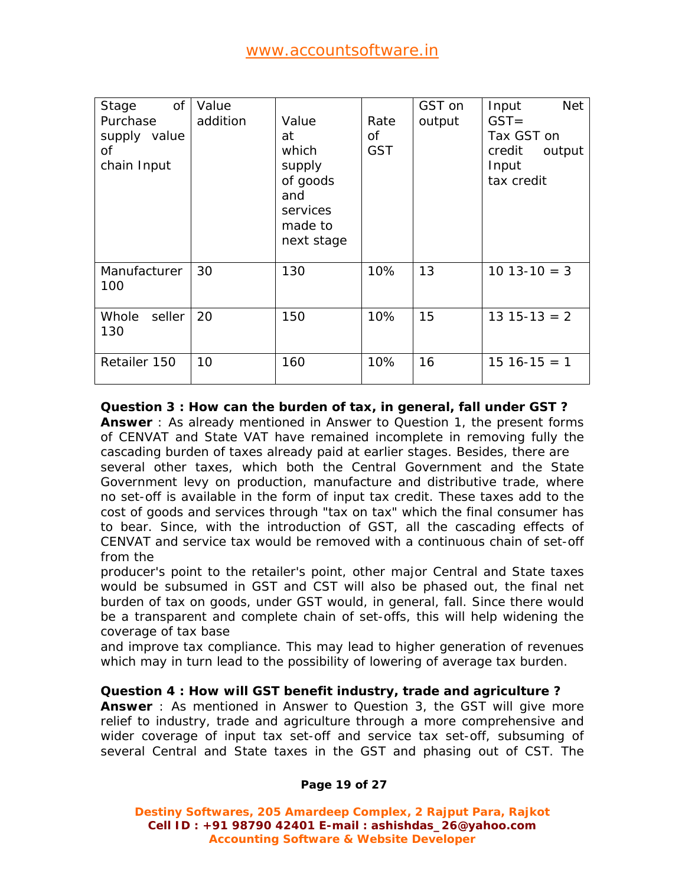| Stage of Purchase supply value of chain Input | Value addition | Value at which supply of goods and services made to next stage | Rate of GST | GST on output | Input Net GST= Tax GST on credit output Input tax credit |
|---|---|---|---|---|---|
| Manufacturer 100 | 30 | 130 | 10% | 13 | 10 13-10 = 3 |
| Whole seller 130 | 20 | 150 | 10% | 15 | 13 15-13 = 2 |
| Retailer 150 | 10 | 160 | 10% | 16 | 15 16-15 = 1 |

**Question 3 : How can the burden of tax, in general, fall under GST ?**

**Answer** : As already mentioned in Answer to Question 1, the present forms of CENVAT and State VAT have remained incomplete in removing fully the cascading burden of taxes already paid at earlier stages. Besides, there are several other taxes, which both the Central Government and the State Government levy on production, manufacture and distributive trade, where no set-off is available in the form of input tax credit. These taxes add to the cost of goods and services through "tax on tax" which the final consumer has to bear. Since, with the introduction of GST, all the cascading effects of CENVAT and service tax would be removed with a continuous chain of set-off from the producer's point to the retailer's point, other major Central and State taxes would be subsumed in GST and CST will also be phased out, the final net burden of tax on goods, under GST would, in general, fall. Since there would be a transparent and complete chain of set-offs, this will help widening the coverage of tax base and improve tax compliance. This may lead to higher generation of revenues which may in turn lead to the possibility of lowering of average tax burden.

**Question 4 : How will GST benefit industry, trade and agriculture ?**

**Answer** : As mentioned in Answer to Question 3, the GST will give more relief to industry, trade and agriculture through a more comprehensive and wider coverage of input tax set-off and service tax set-off, subsuming of several Central and State taxes in the GST and phasing out of CST. The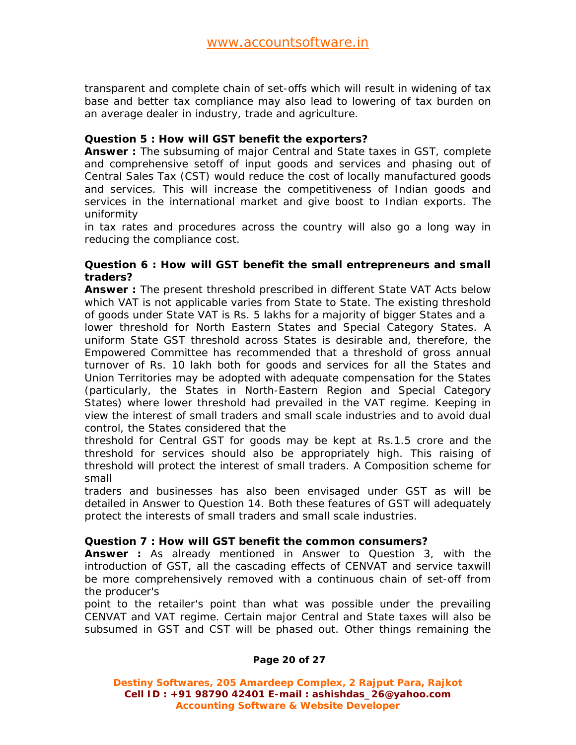transparent and complete chain of set-offs which will result in widening of tax base and better tax compliance may also lead to lowering of tax burden on an average dealer in industry, trade and agriculture.

**Question 5 : How will GST benefit the exporters?**

**Answer :** The subsuming of major Central and State taxes in GST, complete and comprehensive setoff of input goods and services and phasing out of Central Sales Tax (CST) would reduce the cost of locally manufactured goods and services. This will increase the competitiveness of Indian goods and services in the international market and give boost to Indian exports. The uniformity in tax rates and procedures across the country will also go a long way in reducing the compliance cost.

**Question 6 : How will GST benefit the small entrepreneurs and small traders?**

**Answer :** The present threshold prescribed in different State VAT Acts below which VAT is not applicable varies from State to State. The existing threshold of goods under State VAT is Rs. 5 lakhs for a majority of bigger States and a lower threshold for North Eastern States and Special Category States. A uniform State GST threshold across States is desirable and, therefore, the Empowered Committee has recommended that a threshold of gross annual turnover of Rs. 10 lakh both for goods and services for all the States and Union Territories may be adopted with adequate compensation for the States (particularly, the States in North-Eastern Region and Special Category States) where lower threshold had prevailed in the VAT regime. Keeping in view the interest of small traders and small scale industries and to avoid dual control, the States considered that the threshold for Central GST for goods may be kept at Rs.1.5 crore and the threshold for services should also be appropriately high. This raising of threshold will protect the interest of small traders. A Composition scheme for small traders and businesses has also been envisaged under GST as will be detailed in Answer to Question 14. Both these features of GST will adequately protect the interests of small traders and small scale industries.

**Question 7 : How will GST benefit the common consumers?**

**Answer :** As already mentioned in Answer to Question 3, with the introduction of GST, all the cascading effects of CENVAT and service taxwill be more comprehensively removed with a continuous chain of set-off from the producer's point to the retailer's point than what was possible under the prevailing CENVAT and VAT regime. Certain major Central and State taxes will also be subsumed in GST and CST will be phased out. Other things remaining the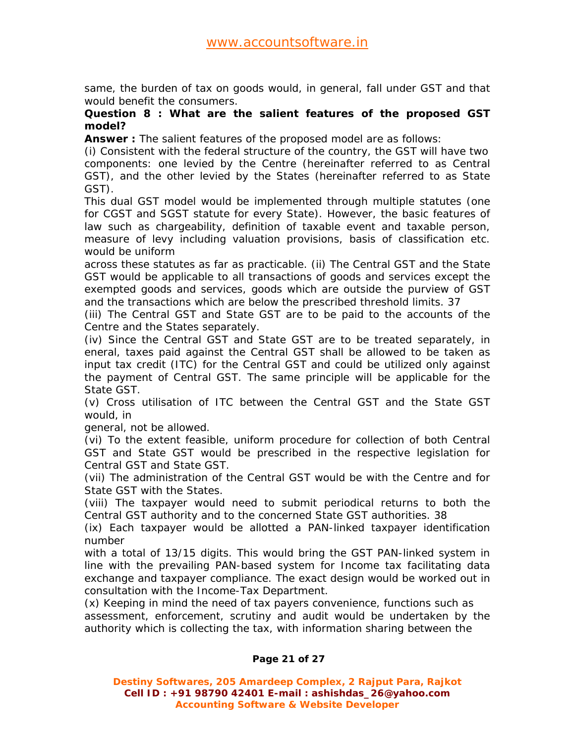same, the burden of tax on goods would, in general, fall under GST and that would benefit the consumers.

**Question 8 : What are the salient features of the proposed GST model?**

**Answer :** The salient features of the proposed model are as follows:

(i) Consistent with the federal structure of the country, the GST will have two components: one levied by the Centre (hereinafter referred to as Central GST), and the other levied by the States (hereinafter referred to as State GST).

This dual GST model would be implemented through multiple statutes (one for CGST and SGST statute for every State). However, the basic features of law such as chargeability, definition of taxable event and taxable person, measure of levy including valuation provisions, basis of classification etc. would be uniform across these statutes as far as practicable. (ii) The Central GST and the State GST would be applicable to all transactions of goods and services except the exempted goods and services, goods which are outside the purview of GST and the transactions which are below the prescribed threshold limits. 37

(iii) The Central GST and State GST are to be paid to the accounts of the Centre and the States separately.

(iv) Since the Central GST and State GST are to be treated separately, in eneral, taxes paid against the Central GST shall be allowed to be taken as input tax credit (ITC) for the Central GST and could be utilized only against the payment of Central GST. The same principle will be applicable for the State GST.

(v) Cross utilisation of ITC between the Central GST and the State GST would, in general, not be allowed.

(vi) To the extent feasible, uniform procedure for collection of both Central GST and State GST would be prescribed in the respective legislation for Central GST and State GST.

(vii) The administration of the Central GST would be with the Centre and for State GST with the States.

(viii) The taxpayer would need to submit periodical returns to both the Central GST authority and to the concerned State GST authorities. 38

(ix) Each taxpayer would be allotted a PAN-linked taxpayer identification number with a total of 13/15 digits. This would bring the GST PAN-linked system in line with the prevailing PAN-based system for Income tax facilitating data exchange and taxpayer compliance. The exact design would be worked out in consultation with the Income-Tax Department.

(x) Keeping in mind the need of tax payers convenience, functions such as assessment, enforcement, scrutiny and audit would be undertaken by the authority which is collecting the tax, with information sharing between the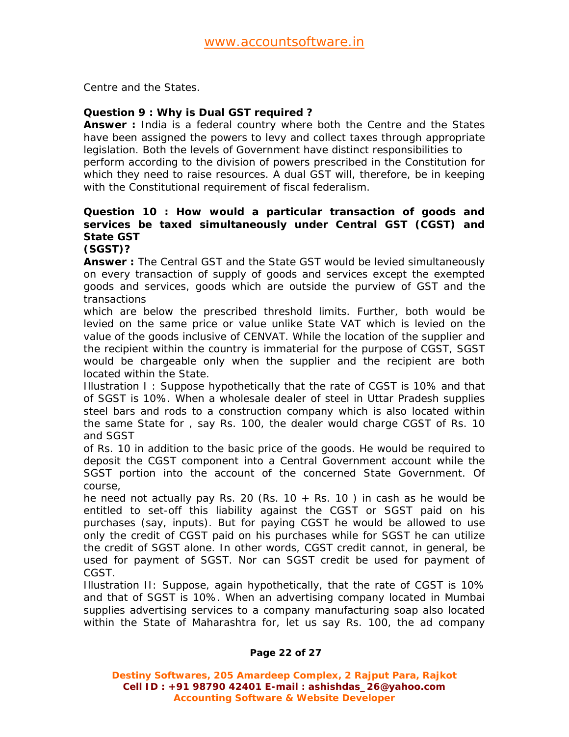Centre and the States.

**Question 9 : Why is Dual GST required ?**

**Answer :** India is a federal country where both the Centre and the States have been assigned the powers to levy and collect taxes through appropriate legislation. Both the levels of Government have distinct responsibilities to perform according to the division of powers prescribed in the Constitution for which they need to raise resources. A dual GST will, therefore, be in keeping with the Constitutional requirement of fiscal federalism.

**Question 10 : How would a particular transaction of goods and services be taxed simultaneously under Central GST (CGST) and State GST (SGST)?**

**Answer :** The Central GST and the State GST would be levied simultaneously on every transaction of supply of goods and services except the exempted goods and services, goods which are outside the purview of GST and the transactions which are below the prescribed threshold limits. Further, both would be levied on the same price or value unlike State VAT which is levied on the value of the goods inclusive of CENVAT. While the location of the supplier and the recipient within the country is immaterial for the purpose of CGST, SGST would be chargeable only when the supplier and the recipient are both located within the State.

Illustration I : Suppose hypothetically that the rate of CGST is 10% and that of SGST is 10%. When a wholesale dealer of steel in Uttar Pradesh supplies steel bars and rods to a construction company which is also located within the same State for , say Rs. 100, the dealer would charge CGST of Rs. 10 and SGST of Rs. 10 in addition to the basic price of the goods. He would be required to deposit the CGST component into a Central Government account while the SGST portion into the account of the concerned State Government. Of course, he need not actually pay Rs. 20 (Rs. 10 + Rs. 10 ) in cash as he would be entitled to set-off this liability against the CGST or SGST paid on his purchases (say, inputs). But for paying CGST he would be allowed to use only the credit of CGST paid on his purchases while for SGST he can utilize the credit of SGST alone. In other words, CGST credit cannot, in general, be used for payment of SGST. Nor can SGST credit be used for payment of CGST.

Illustration II: Suppose, again hypothetically, that the rate of CGST is 10% and that of SGST is 10%. When an advertising company located in Mumbai supplies advertising services to a company manufacturing soap also located within the State of Maharashtra for, let us say Rs. 100, the ad company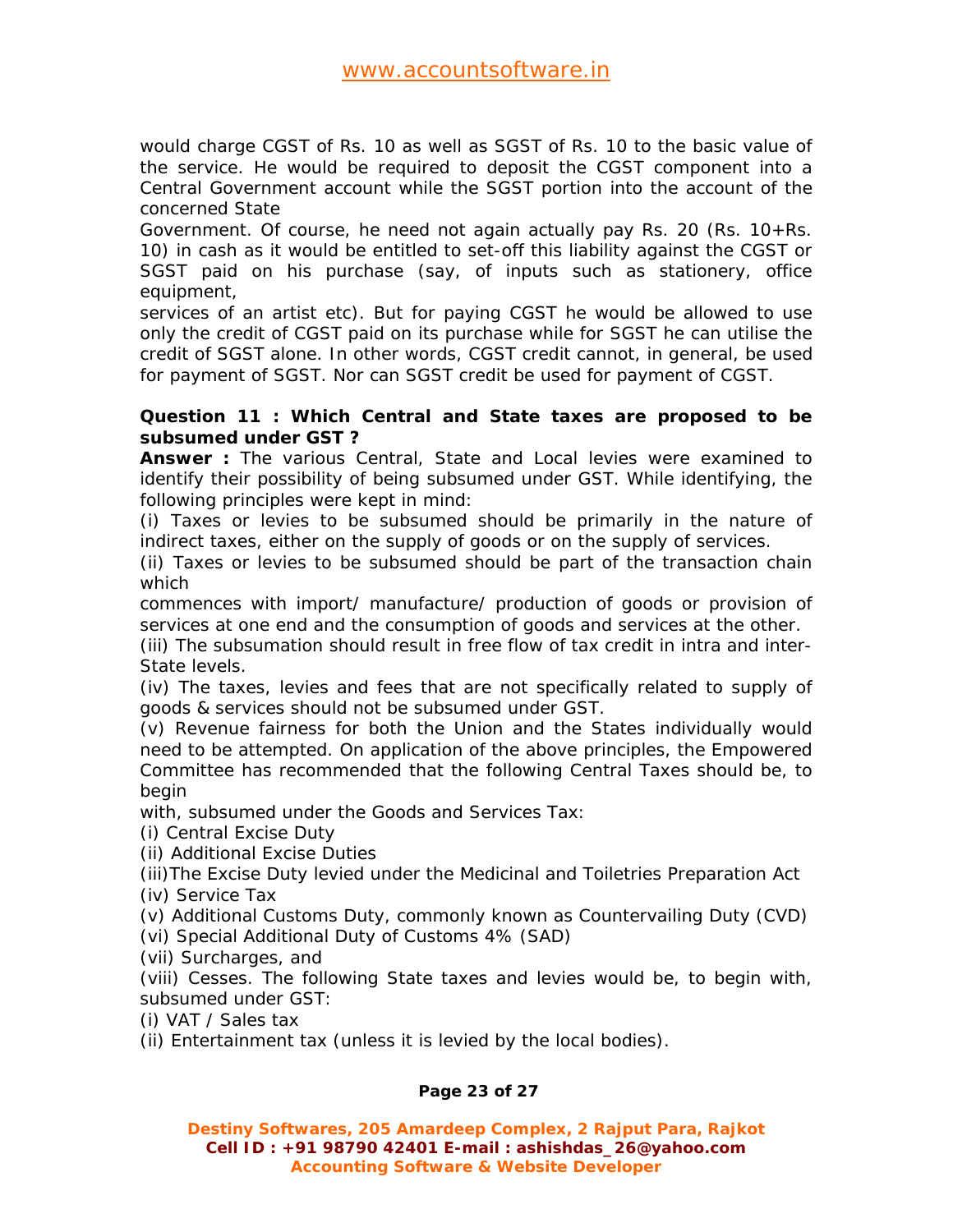would charge CGST of Rs. 10 as well as SGST of Rs. 10 to the basic value of the service. He would be required to deposit the CGST component into a Central Government account while the SGST portion into the account of the concerned State Government. Of course, he need not again actually pay Rs. 20 (Rs. 10+Rs. 10) in cash as it would be entitled to set-off this liability against the CGST or SGST paid on his purchase (say, of inputs such as stationery, office equipment, services of an artist etc). But for paying CGST he would be allowed to use only the credit of CGST paid on its purchase while for SGST he can utilise the credit of SGST alone. In other words, CGST credit cannot, in general, be used for payment of SGST. Nor can SGST credit be used for payment of CGST.

**Question 11 : Which Central and State taxes are proposed to be subsumed under GST ?**

**Answer :** The various Central, State and Local levies were examined to identify their possibility of being subsumed under GST. While identifying, the following principles were kept in mind:

(i) Taxes or levies to be subsumed should be primarily in the nature of indirect taxes, either on the supply of goods or on the supply of services.

(ii) Taxes or levies to be subsumed should be part of the transaction chain which commences with import/ manufacture/ production of goods or provision of services at one end and the consumption of goods and services at the other.

(iii) The subsumation should result in free flow of tax credit in intra and inter-State levels.

(iv) The taxes, levies and fees that are not specifically related to supply of goods & services should not be subsumed under GST.

(v) Revenue fairness for both the Union and the States individually would need to be attempted. On application of the above principles, the Empowered Committee has recommended that the following Central Taxes should be, to begin with, subsumed under the Goods and Services Tax:

(i) Central Excise Duty

(ii) Additional Excise Duties

(iii)The Excise Duty levied under the Medicinal and Toiletries Preparation Act

(iv) Service Tax

(v) Additional Customs Duty, commonly known as Countervailing Duty (CVD)

(vi) Special Additional Duty of Customs 4% (SAD)

(vii) Surcharges, and

(viii) Cesses. The following State taxes and levies would be, to begin with, subsumed under GST:

(i) VAT / Sales tax

(ii) Entertainment tax (unless it is levied by the local bodies).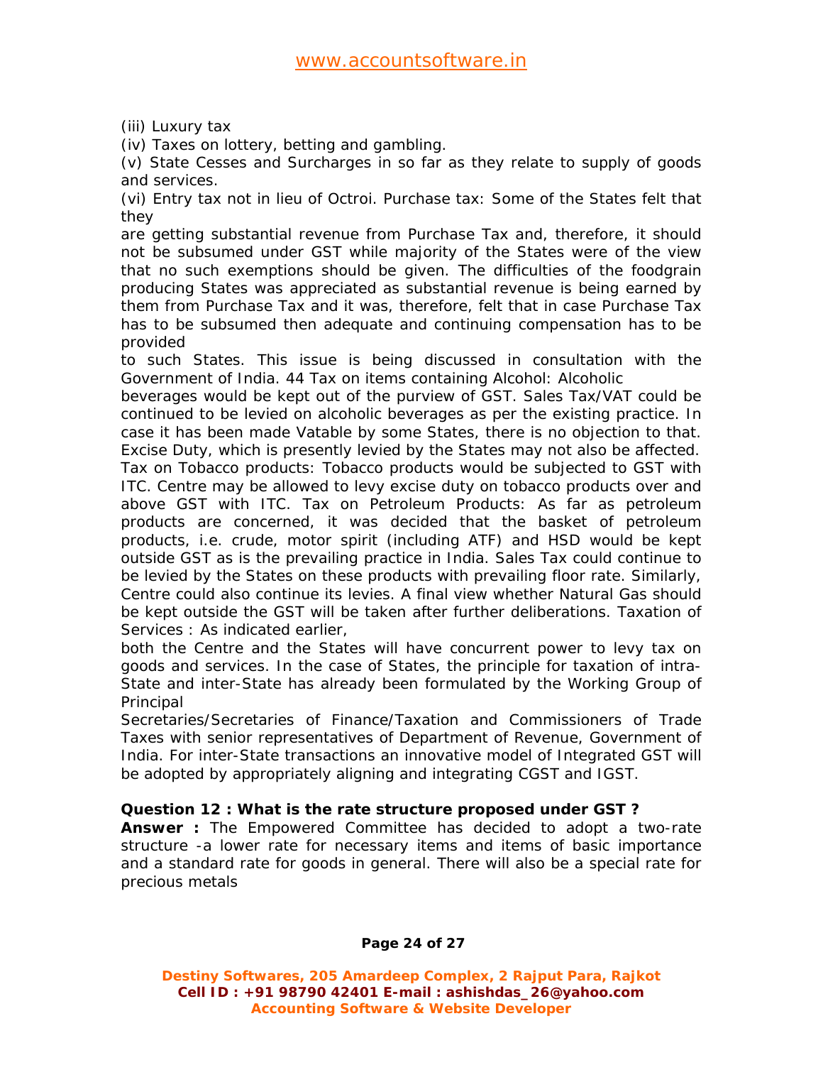(iii) Luxury tax

(iv) Taxes on lottery, betting and gambling.

(v) State Cesses and Surcharges in so far as they relate to supply of goods and services.

(vi) Entry tax not in lieu of Octroi. Purchase tax: Some of the States felt that they are getting substantial revenue from Purchase Tax and, therefore, it should not be subsumed under GST while majority of the States were of the view that no such exemptions should be given. The difficulties of the foodgrain producing States was appreciated as substantial revenue is being earned by them from Purchase Tax and it was, therefore, felt that in case Purchase Tax has to be subsumed then adequate and continuing compensation has to be provided to such States. This issue is being discussed in consultation with the Government of India. 44 Tax on items containing Alcohol: Alcoholic beverages would be kept out of the purview of GST. Sales Tax/VAT could be continued to be levied on alcoholic beverages as per the existing practice. In case it has been made Vatable by some States, there is no objection to that. Excise Duty, which is presently levied by the States may not also be affected. Tax on Tobacco products: Tobacco products would be subjected to GST with ITC. Centre may be allowed to levy excise duty on tobacco products over and above GST with ITC. Tax on Petroleum Products: As far as petroleum products are concerned, it was decided that the basket of petroleum products, i.e. crude, motor spirit (including ATF) and HSD would be kept outside GST as is the prevailing practice in India. Sales Tax could continue to be levied by the States on these products with prevailing floor rate. Similarly, Centre could also continue its levies. A final view whether Natural Gas should be kept outside the GST will be taken after further deliberations. Taxation of Services : As indicated earlier, both the Centre and the States will have concurrent power to levy tax on goods and services. In the case of States, the principle for taxation of intra-State and inter-State has already been formulated by the Working Group of Principal Secretaries/Secretaries of Finance/Taxation and Commissioners of Trade Taxes with senior representatives of Department of Revenue, Government of India. For inter-State transactions an innovative model of Integrated GST will be adopted by appropriately aligning and integrating CGST and IGST.

**Question 12 : What is the rate structure proposed under GST ?**

**Answer :** The Empowered Committee has decided to adopt a two-rate structure -a lower rate for necessary items and items of basic importance and a standard rate for goods in general. There will also be a special rate for precious metals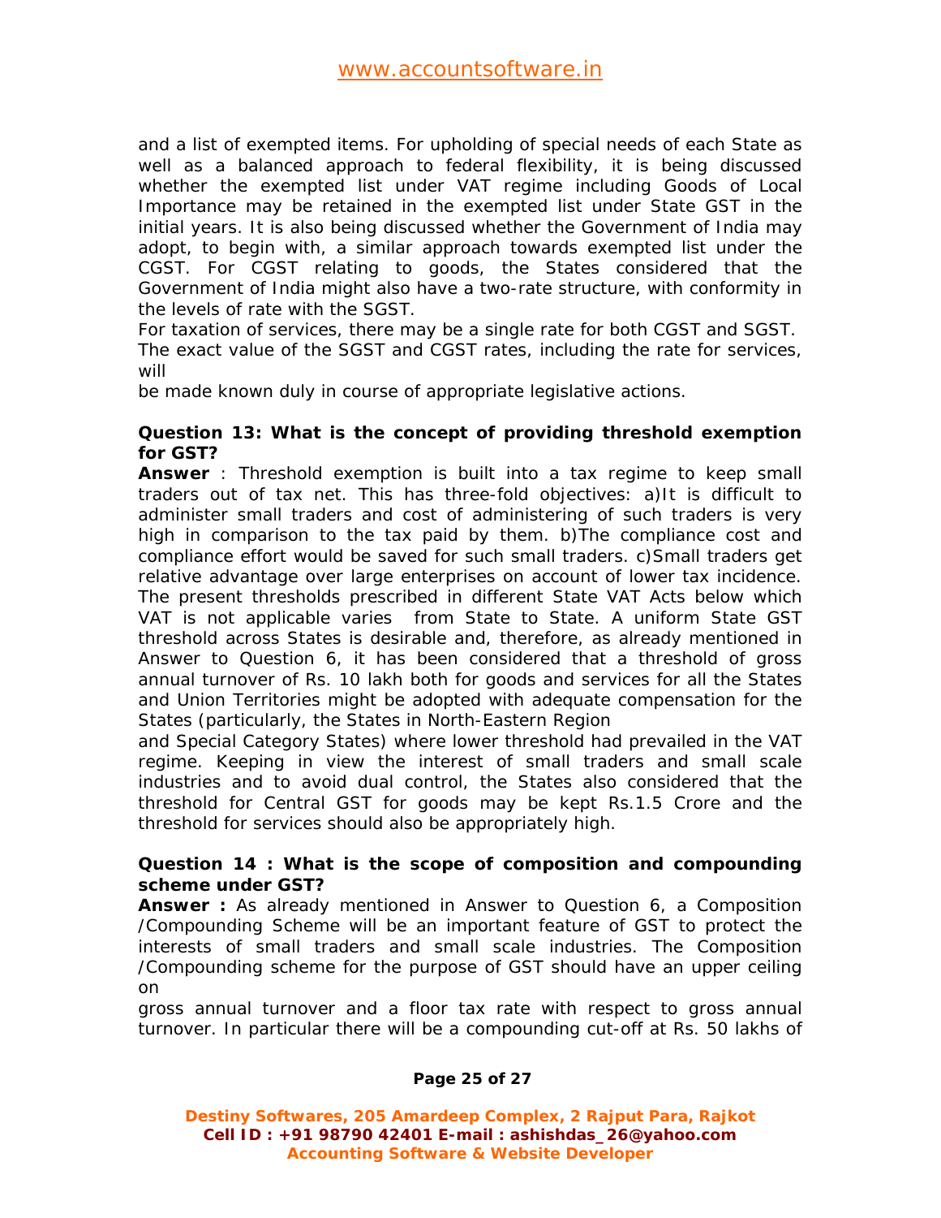and a list of exempted items. For upholding of special needs of each State as well as a balanced approach to federal flexibility, it is being discussed whether the exempted list under VAT regime including Goods of Local Importance may be retained in the exempted list under State GST in the initial years. It is also being discussed whether the Government of India may adopt, to begin with, a similar approach towards exempted list under the CGST. For CGST relating to goods, the States considered that the Government of India might also have a two-rate structure, with conformity in the levels of rate with the SGST.

For taxation of services, there may be a single rate for both CGST and SGST. The exact value of the SGST and CGST rates, including the rate for services, will be made known duly in course of appropriate legislative actions.

**Question 13: What is the concept of providing threshold exemption for GST?**

**Answer** : Threshold exemption is built into a tax regime to keep small traders out of tax net. This has three-fold objectives: a)It is difficult to administer small traders and cost of administering of such traders is very high in comparison to the tax paid by them. b)The compliance cost and compliance effort would be saved for such small traders. c)Small traders get relative advantage over large enterprises on account of lower tax incidence. The present thresholds prescribed in different State VAT Acts below which VAT is not applicable varies from State to State. A uniform State GST threshold across States is desirable and, therefore, as already mentioned in Answer to Question 6, it has been considered that a threshold of gross annual turnover of Rs. 10 lakh both for goods and services for all the States and Union Territories might be adopted with adequate compensation for the States (particularly, the States in North-Eastern Region and Special Category States) where lower threshold had prevailed in the VAT regime. Keeping in view the interest of small traders and small scale industries and to avoid dual control, the States also considered that the threshold for Central GST for goods may be kept Rs.1.5 Crore and the threshold for services should also be appropriately high.

**Question 14 : What is the scope of composition and compounding scheme under GST?**

**Answer :** As already mentioned in Answer to Question 6, a Composition /Compounding Scheme will be an important feature of GST to protect the interests of small traders and small scale industries. The Composition /Compounding scheme for the purpose of GST should have an upper ceiling on gross annual turnover and a floor tax rate with respect to gross annual turnover. In particular there will be a compounding cut-off at Rs. 50 lakhs of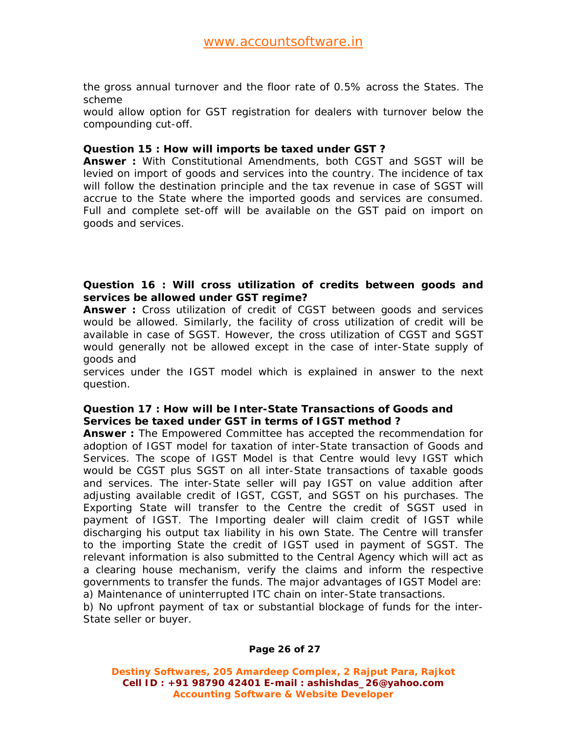the gross annual turnover and the floor rate of 0.5% across the States. The scheme
would allow option for GST registration for dealers with turnover below the compounding cut-off.

**Question 15 : How will imports be taxed under GST ?**
**Answer :** With Constitutional Amendments, both CGST and SGST will be levied on import of goods and services into the country. The incidence of tax will follow the destination principle and the tax revenue in case of SGST will accrue to the State where the imported goods and services are consumed. Full and complete set-off will be available on the GST paid on import on goods and services.

**Question 16 : Will cross utilization of credits between goods and services be allowed under GST regime?**
**Answer :** Cross utilization of credit of CGST between goods and services would be allowed. Similarly, the facility of cross utilization of credit will be available in case of SGST. However, the cross utilization of CGST and SGST would generally not be allowed except in the case of inter-State supply of goods and
services under the IGST model which is explained in answer to the next question.

**Question 17 : How will be Inter-State Transactions of Goods and Services be taxed under GST in terms of IGST method ?**
**Answer :** The Empowered Committee has accepted the recommendation for adoption of IGST model for taxation of inter-State transaction of Goods and Services. The scope of IGST Model is that Centre would levy IGST which would be CGST plus SGST on all inter-State transactions of taxable goods and services. The inter-State seller will pay IGST on value addition after adjusting available credit of IGST, CGST, and SGST on his purchases. The Exporting State will transfer to the Centre the credit of SGST used in payment of IGST. The Importing dealer will claim credit of IGST while discharging his output tax liability in his own State. The Centre will transfer to the importing State the credit of IGST used in payment of SGST. The relevant information is also submitted to the Central Agency which will act as a clearing house mechanism, verify the claims and inform the respective governments to transfer the funds. The major advantages of IGST Model are:
a) Maintenance of uninterrupted ITC chain on inter-State transactions.
b) No upfront payment of tax or substantial blockage of funds for the inter-State seller or buyer.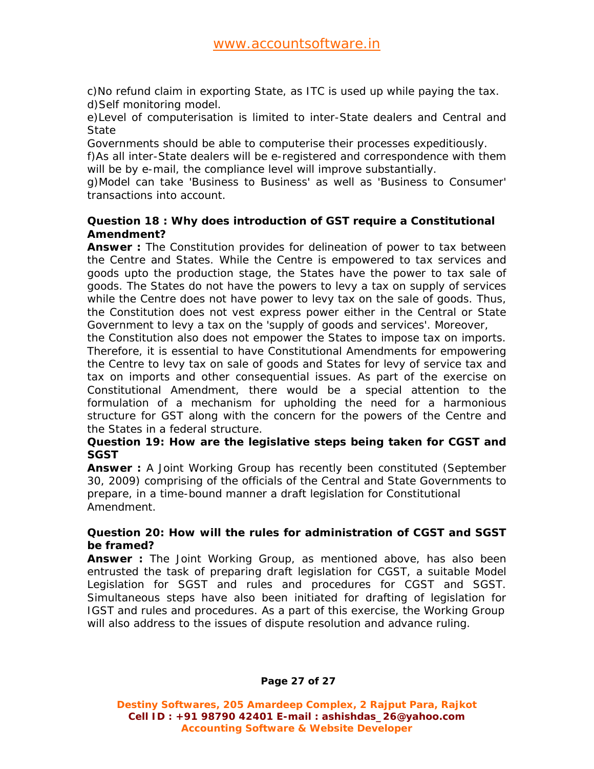c)No refund claim in exporting State, as ITC is used up while paying the tax.
d)Self monitoring model.
e)Level of computerisation is limited to inter-State dealers and Central and State
Governments should be able to computerise their processes expeditiously.
f)As all inter-State dealers will be e-registered and correspondence with them will be by e-mail, the compliance level will improve substantially.
g)Model can take 'Business to Business' as well as 'Business to Consumer' transactions into account.

**Question 18 : Why does introduction of GST require a Constitutional Amendment?**

**Answer :** The Constitution provides for delineation of power to tax between the Centre and States. While the Centre is empowered to tax services and goods upto the production stage, the States have the power to tax sale of goods. The States do not have the powers to levy a tax on supply of services while the Centre does not have power to levy tax on the sale of goods. Thus, the Constitution does not vest express power either in the Central or State Government to levy a tax on the 'supply of goods and services'. Moreover, the Constitution also does not empower the States to impose tax on imports. Therefore, it is essential to have Constitutional Amendments for empowering the Centre to levy tax on sale of goods and States for levy of service tax and tax on imports and other consequential issues. As part of the exercise on Constitutional Amendment, there would be a special attention to the formulation of a mechanism for upholding the need for a harmonious structure for GST along with the concern for the powers of the Centre and the States in a federal structure.

**Question 19: How are the legislative steps being taken for CGST and SGST**

**Answer :** A Joint Working Group has recently been constituted (September 30, 2009) comprising of the officials of the Central and State Governments to prepare, in a time-bound manner a draft legislation for Constitutional Amendment.

**Question 20: How will the rules for administration of CGST and SGST be framed?**

**Answer :** The Joint Working Group, as mentioned above, has also been entrusted the task of preparing draft legislation for CGST, a suitable Model Legislation for SGST and rules and procedures for CGST and SGST. Simultaneous steps have also been initiated for drafting of legislation for IGST and rules and procedures. As a part of this exercise, the Working Group will also address to the issues of dispute resolution and advance ruling.